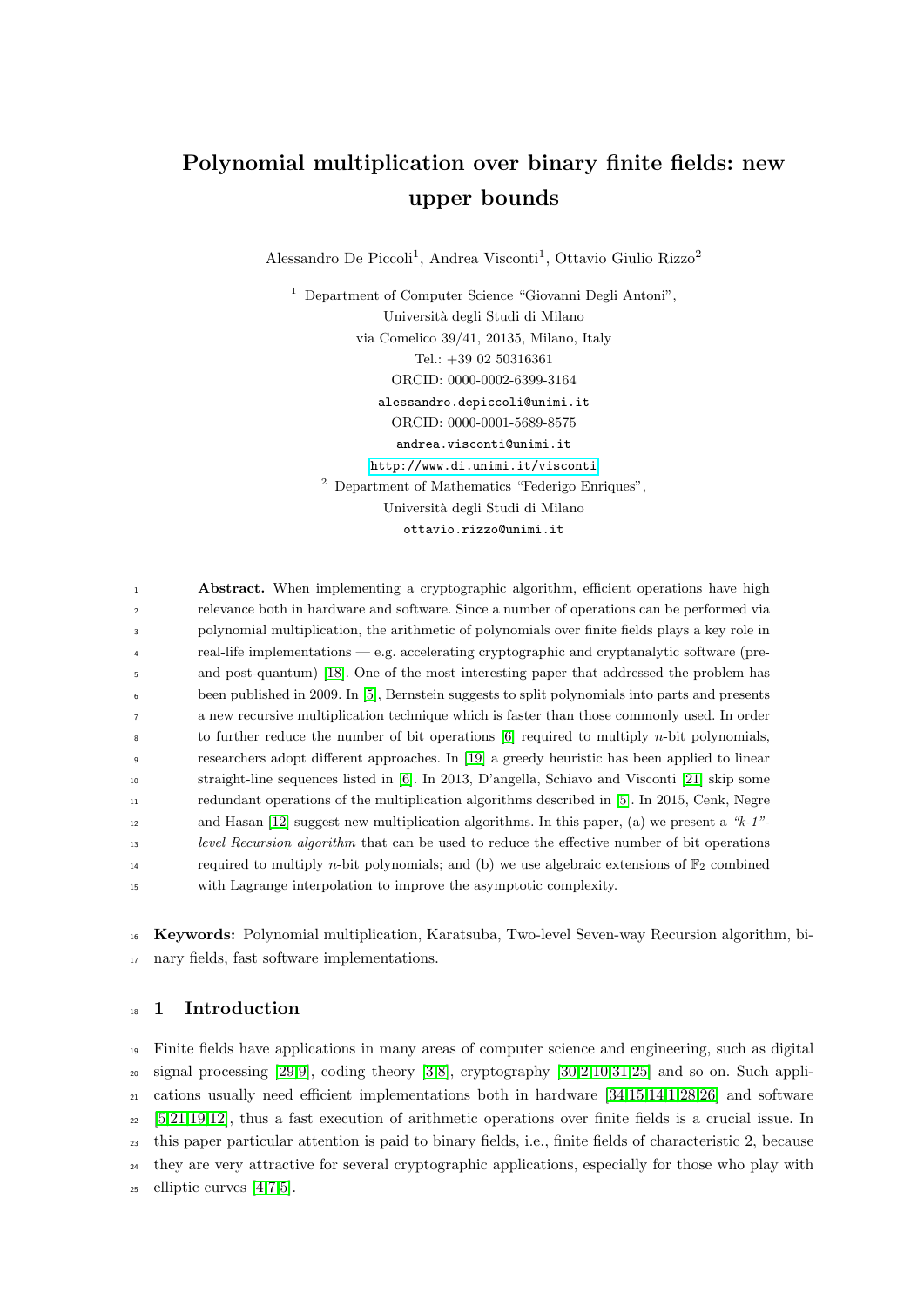# Polynomial multiplication over binary finite fields: new upper bounds

Alessandro De Piccoli[1], Andrea Visconti[1], Ottavio Giulio Rizzo[2]

[1] Department of Computer Science "Giovanni Degli Antoni",
Università degli Studi di Milano
via Comelico 39/41, 20135, Milano, Italy
Tel.: +39 02 50316361
ORCID: 0000-0002-6399-3164
alessandro.depiccoli@unimi.it
ORCID: 0000-0001-5689-8575
andrea.visconti@unimi.it
http://www.di.unimi.it/visconti

[2] Department of Mathematics "Federigo Enriques",
Università degli Studi di Milano
ottavio.rizzo@unimi.it

**Abstract.** When implementing a cryptographic algorithm, efficient operations have high relevance both in hardware and software. Since a number of operations can be performed via polynomial multiplication, the arithmetic of polynomials over finite fields plays a key role in real-life implementations — e.g. accelerating cryptographic and cryptanalytic software (pre- and post-quantum) [18]. One of the most interesting paper that addressed the problem has been published in 2009. In [5], Bernstein suggests to split polynomials into parts and presents a new recursive multiplication technique which is faster than those commonly used. In order to further reduce the number of bit operations [6] required to multiply $n$-bit polynomials, researchers adopt different approaches. In [19] a greedy heuristic has been applied to linear straight-line sequences listed in [6]. In 2013, D'angella, Schiavo and Visconti [21] skip some redundant operations of the multiplication algorithms described in [5]. In 2015, Cenk, Negre and Hasan [12] suggest new multiplication algorithms. In this paper, (a) we present a *"k-1"-level Recursion algorithm* that can be used to reduce the effective number of bit operations required to multiply $n$-bit polynomials; and (b) we use algebraic extensions of $\mathbb{F}_2$ combined with Lagrange interpolation to improve the asymptotic complexity.

**Keywords:** Polynomial multiplication, Karatsuba, Two-level Seven-way Recursion algorithm, binary fields, fast software implementations.

## 1 Introduction

Finite fields have applications in many areas of computer science and engineering, such as digital signal processing [29,9], coding theory [3,8], cryptography [30,2,10,31,25] and so on. Such applications usually need efficient implementations both in hardware [34,15,14,1,28,26] and software [5,21,19,12], thus a fast execution of arithmetic operations over finite fields is a crucial issue. In this paper particular attention is paid to binary fields, i.e., finite fields of characteristic 2, because they are very attractive for several cryptographic applications, especially for those who play with elliptic curves [4,7,5].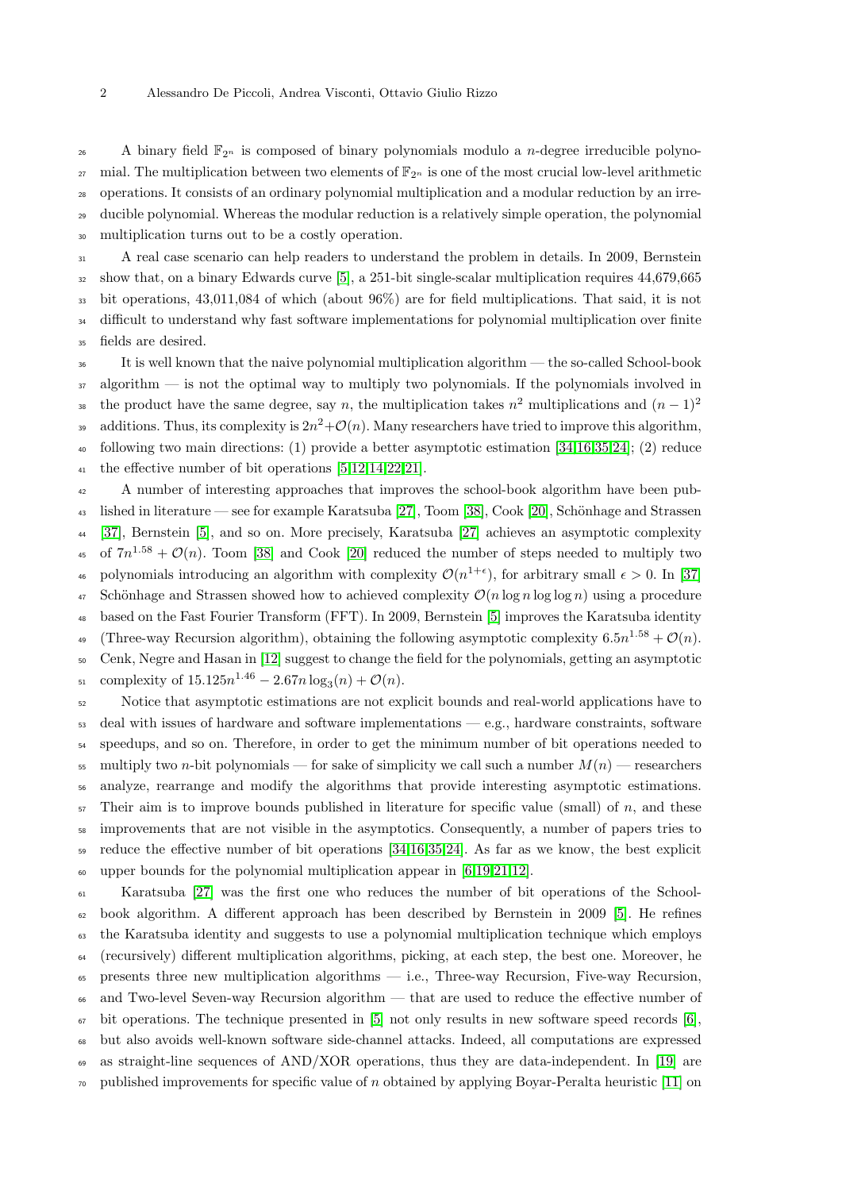A binary field $\mathbb{F}_{2^n}$ is composed of binary polynomials modulo a $n$-degree irreducible polynomial. The multiplication between two elements of $\mathbb{F}_{2^n}$ is one of the most crucial low-level arithmetic operations. It consists of an ordinary polynomial multiplication and a modular reduction by an irreducible polynomial. Whereas the modular reduction is a relatively simple operation, the polynomial multiplication turns out to be a costly operation.

A real case scenario can help readers to understand the problem in details. In 2009, Bernstein show that, on a binary Edwards curve [5], a 251-bit single-scalar multiplication requires 44,679,665 bit operations, 43,011,084 of which (about 96%) are for field multiplications. That said, it is not difficult to understand why fast software implementations for polynomial multiplication over finite fields are desired.

It is well known that the naive polynomial multiplication algorithm — the so-called School-book algorithm — is not the optimal way to multiply two polynomials. If the polynomials involved in the product have the same degree, say $n$, the multiplication takes $n^2$ multiplications and $(n-1)^2$ additions. Thus, its complexity is $2n^2+\mathcal{O}(n)$. Many researchers have tried to improve this algorithm, following two main directions: (1) provide a better asymptotic estimation [34,16,35,24]; (2) reduce the effective number of bit operations [5,12,14,22,21].

A number of interesting approaches that improves the school-book algorithm have been published in literature — see for example Karatsuba [27], Toom [38], Cook [20], Schönhage and Strassen [37], Bernstein [5], and so on. More precisely, Karatsuba [27] achieves an asymptotic complexity of $7n^{1.58}+\mathcal{O}(n)$. Toom [38] and Cook [20] reduced the number of steps needed to multiply two polynomials introducing an algorithm with complexity $\mathcal{O}(n^{1+\epsilon})$, for arbitrary small $\epsilon > 0$. In [37] Schönhage and Strassen showed how to achieved complexity $\mathcal{O}(n \log n \log\log n)$ using a procedure based on the Fast Fourier Transform (FFT). In 2009, Bernstein [5] improves the Karatsuba identity (Three-way Recursion algorithm), obtaining the following asymptotic complexity $6.5n^{1.58}+\mathcal{O}(n)$. Cenk, Negre and Hasan in [12] suggest to change the field for the polynomials, getting an asymptotic complexity of $15.125n^{1.46} - 2.67n\log_3(n) + \mathcal{O}(n)$.

Notice that asymptotic estimations are not explicit bounds and real-world applications have to deal with issues of hardware and software implementations — e.g., hardware constraints, software speedups, and so on. Therefore, in order to get the minimum number of bit operations needed to multiply two $n$-bit polynomials — for sake of simplicity we call such a number $M(n)$ — researchers analyze, rearrange and modify the algorithms that provide interesting asymptotic estimations. Their aim is to improve bounds published in literature for specific value (small) of $n$, and these improvements that are not visible in the asymptotics. Consequently, a number of papers tries to reduce the effective number of bit operations [34,16,35,24]. As far as we know, the best explicit upper bounds for the polynomial multiplication appear in [6,19,21,12].

Karatsuba [27] was the first one who reduces the number of bit operations of the School-book algorithm. A different approach has been described by Bernstein in 2009 [5]. He refines the Karatsuba identity and suggests to use a polynomial multiplication technique which employs (recursively) different multiplication algorithms, picking, at each step, the best one. Moreover, he presents three new multiplication algorithms — i.e., Three-way Recursion, Five-way Recursion, and Two-level Seven-way Recursion algorithm — that are used to reduce the effective number of bit operations. The technique presented in [5] not only results in new software speed records [6], but also avoids well-known software side-channel attacks. Indeed, all computations are expressed as straight-line sequences of AND/XOR operations, thus they are data-independent. In [19] are published improvements for specific value of $n$ obtained by applying Boyar-Peralta heuristic [11] on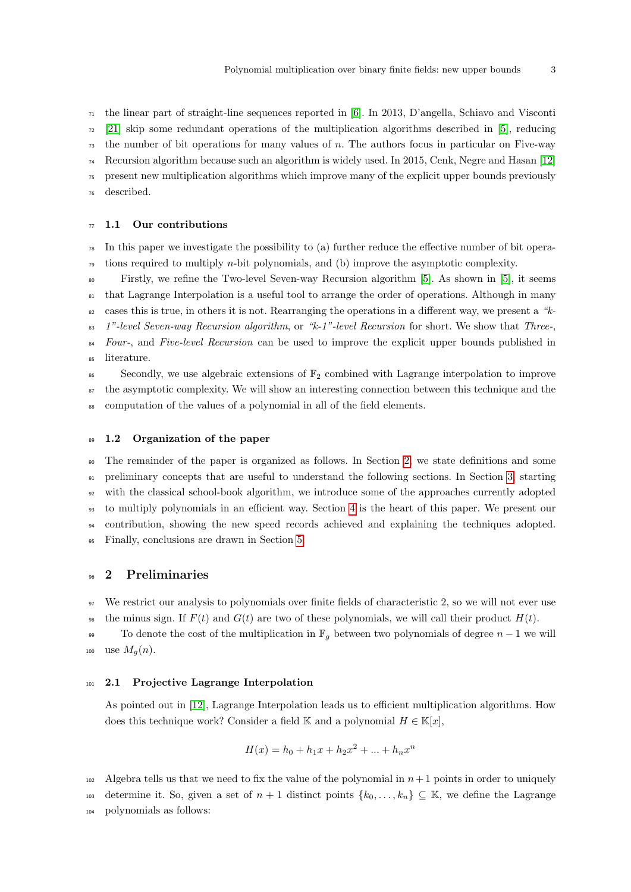the linear part of straight-line sequences reported in [6]. In 2013, D'angella, Schiavo and Visconti [21] skip some redundant operations of the multiplication algorithms described in [5], reducing the number of bit operations for many values of $n$. The authors focus in particular on Five-way Recursion algorithm because such an algorithm is widely used. In 2015, Cenk, Negre and Hasan [12] present new multiplication algorithms which improve many of the explicit upper bounds previously described.

### 1.1 Our contributions

In this paper we investigate the possibility to (a) further reduce the effective number of bit operations required to multiply $n$-bit polynomials, and (b) improve the asymptotic complexity.

Firstly, we refine the Two-level Seven-way Recursion algorithm [5]. As shown in [5], it seems that Lagrange Interpolation is a useful tool to arrange the order of operations. Although in many cases this is true, in others it is not. Rearranging the operations in a different way, we present a *"k-1"-level Seven-way Recursion algorithm*, or *"k-1"-level Recursion* for short. We show that *Three-*, *Four-*, and *Five-level Recursion* can be used to improve the explicit upper bounds published in literature.

Secondly, we use algebraic extensions of $\mathbb{F}_2$ combined with Lagrange interpolation to improve the asymptotic complexity. We will show an interesting connection between this technique and the computation of the values of a polynomial in all of the field elements.

### 1.2 Organization of the paper

The remainder of the paper is organized as follows. In Section 2, we state definitions and some preliminary concepts that are useful to understand the following sections. In Section 3, starting with the classical school-book algorithm, we introduce some of the approaches currently adopted to multiply polynomials in an efficient way. Section 4 is the heart of this paper. We present our contribution, showing the new speed records achieved and explaining the techniques adopted. Finally, conclusions are drawn in Section 5.

## 2 Preliminaries

We restrict our analysis to polynomials over finite fields of characteristic 2, so we will not ever use the minus sign. If $F(t)$ and $G(t)$ are two of these polynomials, we will call their product $H(t)$.

To denote the cost of the multiplication in $\mathbb{F}_g$ between two polynomials of degree $n-1$ we will use $M_g(n)$.

### 2.1 Projective Lagrange Interpolation

As pointed out in [12], Lagrange Interpolation leads us to efficient multiplication algorithms. How does this technique work? Consider a field $\mathbb{K}$ and a polynomial $H \in \mathbb{K}[x]$,

$$H(x) = h_0 + h_1 x + h_2 x^2 + ... + h_n x^n$$

Algebra tells us that we need to fix the value of the polynomial in $n+1$ points in order to uniquely determine it. So, given a set of $n+1$ distinct points $\{k_0, \ldots, k_n\} \subseteq \mathbb{K}$, we define the Lagrange polynomials as follows: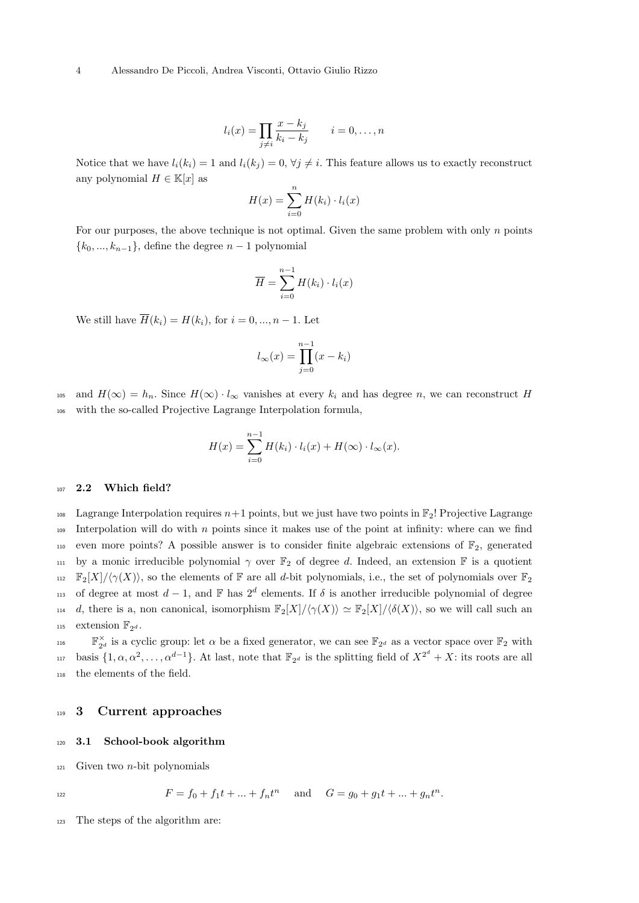$$l_i(x) = \prod_{j \neq i} \frac{x - k_j}{k_i - k_j} \qquad i = 0, \dots, n$$

Notice that we have $l_i(k_i) = 1$ and $l_i(k_j) = 0$, $\forall j \neq i$. This feature allows us to exactly reconstruct any polynomial $H \in \mathbb{K}[x]$ as

$$H(x) = \sum_{i=0}^{n} H(k_i) \cdot l_i(x)$$

For our purposes, the above technique is not optimal. Given the same problem with only $n$ points $\{k_0, ..., k_{n-1}\}$, define the degree $n-1$ polynomial

$$\overline{H} = \sum_{i=0}^{n-1} H(k_i) \cdot l_i(x)$$

We still have $\overline{H}(k_i) = H(k_i)$, for $i = 0, ..., n-1$. Let

$$l_\infty(x) = \prod_{j=0}^{n-1} (x - k_i)$$

and $H(\infty) = h_n$. Since $H(\infty) \cdot l_\infty$ vanishes at every $k_i$ and has degree $n$, we can reconstruct $H$ with the so-called Projective Lagrange Interpolation formula,

$$H(x) = \sum_{i=0}^{n-1} H(k_i) \cdot l_i(x) + H(\infty) \cdot l_\infty(x).$$

### 2.2 Which field?

Lagrange Interpolation requires $n+1$ points, but we just have two points in $\mathbb{F}_2$! Projective Lagrange Interpolation will do with $n$ points since it makes use of the point at infinity: where can we find even more points? A possible answer is to consider finite algebraic extensions of $\mathbb{F}_2$, generated by a monic irreducible polynomial $\gamma$ over $\mathbb{F}_2$ of degree $d$. Indeed, an extension $\mathbb{F}$ is a quotient $\mathbb{F}_2[X]/\langle \gamma(X) \rangle$, so the elements of $\mathbb{F}$ are all $d$-bit polynomials, i.e., the set of polynomials over $\mathbb{F}_2$ of degree at most $d-1$, and $\mathbb{F}$ has $2^d$ elements. If $\delta$ is another irreducible polynomial of degree $d$, there is a, non canonical, isomorphism $\mathbb{F}_2[X]/\langle \gamma(X) \rangle \simeq \mathbb{F}_2[X]/\langle \delta(X) \rangle$, so we will call such an extension $\mathbb{F}_{2^d}$.

$\mathbb{F}_{2^d}^\times$ is a cyclic group: let $\alpha$ be a fixed generator, we can see $\mathbb{F}_{2^d}$ as a vector space over $\mathbb{F}_2$ with basis $\{1, \alpha, \alpha^2, \dots, \alpha^{d-1}\}$. At last, note that $\mathbb{F}_{2^d}$ is the splitting field of $X^{2^d} + X$: its roots are all the elements of the field.

## 3 Current approaches

### 3.1 School-book algorithm

Given two $n$-bit polynomials

$$F = f_0 + f_1 t + ... + f_n t^n \quad \text{and} \quad G = g_0 + g_1 t + ... + g_n t^n.$$

The steps of the algorithm are: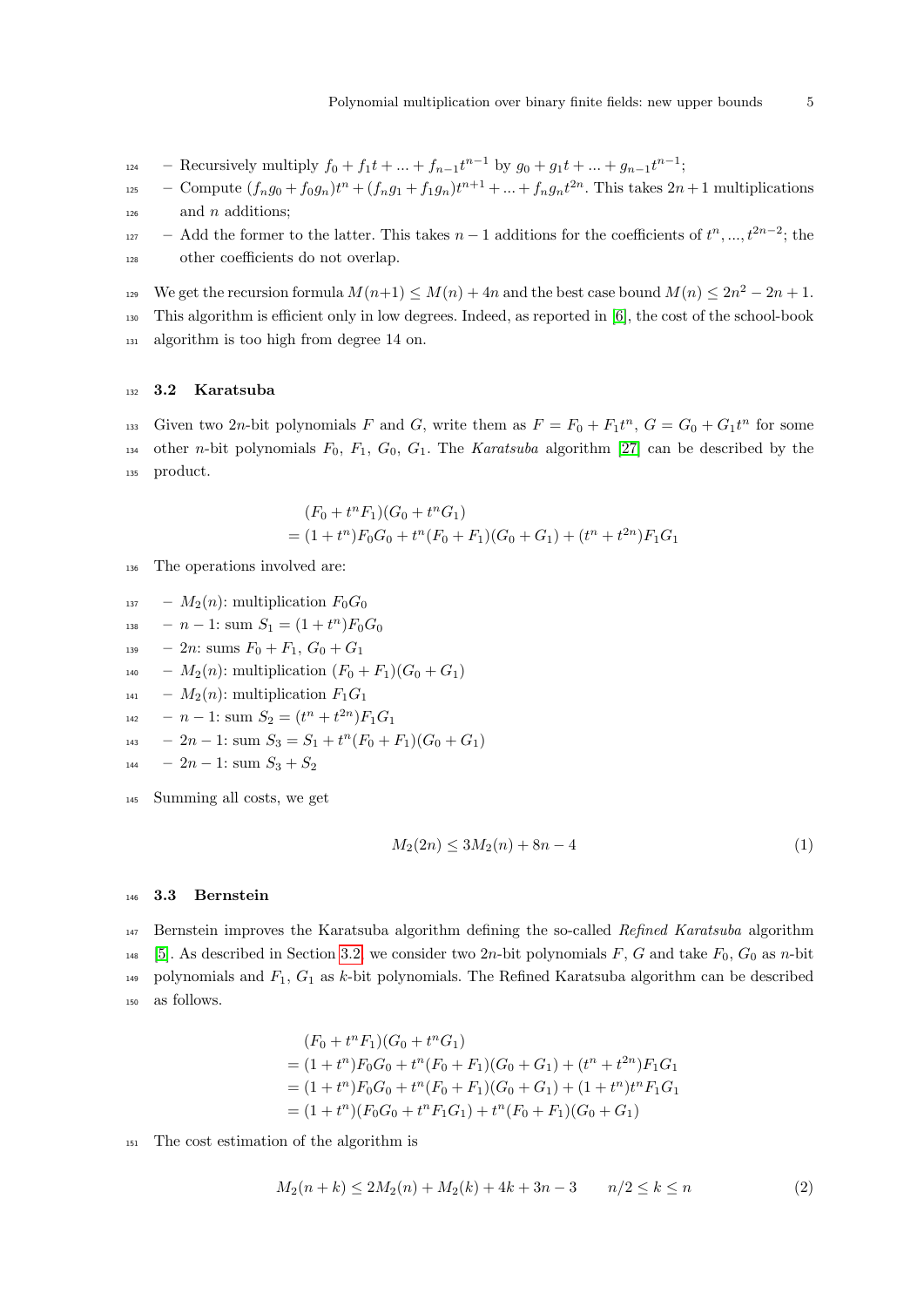- Recursively multiply $f_0 + f_1 t + ... + f_{n-1} t^{n-1}$ by $g_0 + g_1 t + ... + g_{n-1} t^{n-1}$;
- Compute $(f_n g_0 + f_0 g_n) t^n + (f_n g_1 + f_1 g_n) t^{n+1} + ... + f_n g_n t^{2n}$. This takes $2n+1$ multiplications and $n$ additions;
- Add the former to the latter. This takes $n-1$ additions for the coefficients of $t^n, ..., t^{2n-2}$; the other coefficients do not overlap.

We get the recursion formula $M(n+1) \leq M(n) + 4n$ and the best case bound $M(n) \leq 2n^2 - 2n + 1$. This algorithm is efficient only in low degrees. Indeed, as reported in [6], the cost of the school-book algorithm is too high from degree 14 on.

### 3.2 Karatsuba

Given two $2n$-bit polynomials $F$ and $G$, write them as $F = F_0 + F_1 t^n$, $G = G_0 + G_1 t^n$ for some other $n$-bit polynomials $F_0$, $F_1$, $G_0$, $G_1$. The *Karatsuba* algorithm [27] can be described by the product.

$$
\begin{aligned}
& (F_0 + t^n F_1)(G_0 + t^n G_1) \\
&= (1 + t^n) F_0 G_0 + t^n (F_0 + F_1)(G_0 + G_1) + (t^n + t^{2n}) F_1 G_1
\end{aligned}
$$

The operations involved are:

- $M_2(n)$: multiplication $F_0 G_0$
- $n-1$: sum $S_1 = (1 + t^n) F_0 G_0$
- $2n$: sums $F_0 + F_1$, $G_0 + G_1$
- $M_2(n)$: multiplication $(F_0 + F_1)(G_0 + G_1)$
- $M_2(n)$: multiplication $F_1 G_1$
- $n-1$: sum $S_2 = (t^n + t^{2n}) F_1 G_1$
- $2n-1$: sum $S_3 = S_1 + t^n (F_0 + F_1)(G_0 + G_1)$
- $2n-1$: sum $S_3 + S_2$

Summing all costs, we get

$$
M_2(2n) \leq 3M_2(n) + 8n - 4 \tag{1}
$$

### 3.3 Bernstein

Bernstein improves the Karatsuba algorithm defining the so-called *Refined Karatsuba* algorithm [5]. As described in Section 3.2, we consider two $2n$-bit polynomials $F$, $G$ and take $F_0$, $G_0$ as $n$-bit polynomials and $F_1$, $G_1$ as $k$-bit polynomials. The Refined Karatsuba algorithm can be described as follows.

$$
\begin{aligned}
& (F_0 + t^n F_1)(G_0 + t^n G_1) \\
&= (1 + t^n) F_0 G_0 + t^n (F_0 + F_1)(G_0 + G_1) + (t^n + t^{2n}) F_1 G_1 \\
&= (1 + t^n) F_0 G_0 + t^n (F_0 + F_1)(G_0 + G_1) + (1 + t^n) t^n F_1 G_1 \\
&= (1 + t^n)(F_0 G_0 + t^n F_1 G_1) + t^n (F_0 + F_1)(G_0 + G_1)
\end{aligned}
$$

The cost estimation of the algorithm is

$$
M_2(n+k) \leq 2M_2(n) + M_2(k) + 4k + 3n - 3 \qquad n/2 \leq k \leq n \tag{2}
$$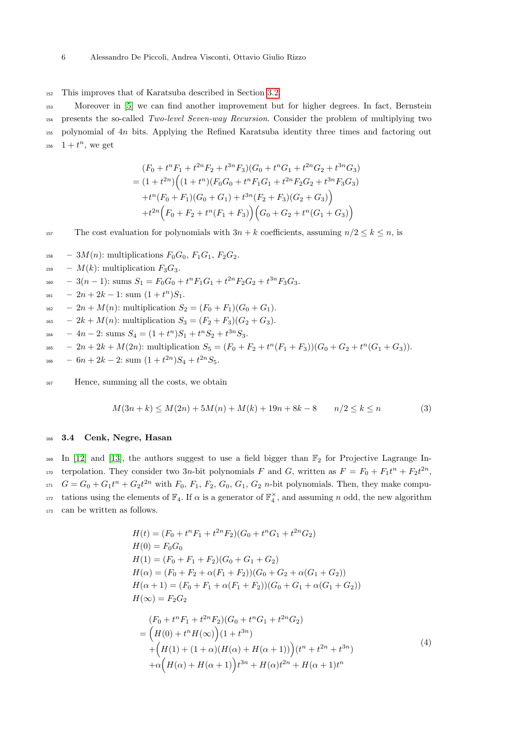This improves that of Karatsuba described in Section 3.2.

Moreover in [5] we can find another improvement but for higher degrees. In fact, Bernstein presents the so-called *Two-level Seven-way Recursion*. Consider the problem of multiplying two polynomial of $4n$ bits. Applying the Refined Karatsuba identity three times and factoring out $1+t^n$, we get

$$
\begin{aligned}
&(F_0 + t^n F_1 + t^{2n} F_2 + t^{3n} F_3)(G_0 + t^n G_1 + t^{2n} G_2 + t^{3n} G_3) \\
&= (1+t^{2n})\Big((1+t^n)(F_0G_0 + t^n F_1 G_1 + t^{2n} F_2 G_2 + t^{3n} F_3 G_3) \\
&\quad + t^n (F_0 + F_1)(G_0 + G_1) + t^{3n}(F_2 + F_3)(G_2 + G_3)\Big) \\
&\quad + t^{2n}\Big(F_0 + F_2 + t^n(F_1 + F_3)\Big)\Big(G_0 + G_2 + t^n(G_1 + G_3)\Big)
\end{aligned}
$$

The cost evaluation for polynomials with $3n+k$ coefficients, assuming $n/2 \le k \le n$, is

- $3M(n)$: multiplications $F_0G_0$, $F_1G_1$, $F_2G_2$.
- $M(k)$: multiplication $F_3G_3$.
- $3(n-1)$: sums $S_1 = F_0G_0 + t^nF_1G_1 + t^{2n}F_2G_2 + t^{3n}F_3G_3$.
- $2n+2k-1$: sum $(1+t^n)S_1$.
- $2n + M(n)$: multiplication $S_2 = (F_0+F_1)(G_0+G_1)$.
- $2k + M(n)$: multiplication $S_3 = (F_2+F_3)(G_2+G_3)$.
- $4n-2$: sums $S_4 = (1+t^n)S_1 + t^nS_2 + t^{3n}S_3$.
- $2n+2k+M(2n)$: multiplication $S_5 = (F_0+F_2+t^n(F_1+F_3))(G_0+G_2+t^n(G_1+G_3))$.
- $6n+2k-2$: sum $(1+t^{2n})S_4 + t^{2n}S_5$.

Hence, summing all the costs, we obtain

$$
M(3n+k) \le M(2n) + 5M(n) + M(k) + 19n + 8k - 8 \qquad n/2 \le k \le n \tag{3}
$$

### 3.4 Cenk, Negre, Hasan

In [12] and [13], the authors suggest to use a field bigger than $\mathbb{F}_2$ for Projective Lagrange Interpolation. They consider two $3n$-bit polynomials $F$ and $G$, written as $F = F_0 + F_1t^n + F_2t^{2n}$, $G = G_0 + G_1t^n + G_2t^{2n}$ with $F_0$, $F_1$, $F_2$, $G_0$, $G_1$, $G_2$ $n$-bit polynomials. Then, they make computations using the elements of $\mathbb{F}_4$. If $\alpha$ is a generator of $\mathbb{F}_4^\times$, and assuming $n$ odd, the new algorithm can be written as follows.

$$
\begin{aligned}
H(t) &= (F_0 + t^nF_1 + t^{2n}F_2)(G_0 + t^nG_1 + t^{2n}G_2) \\
H(0) &= F_0G_0 \\
H(1) &= (F_0 + F_1 + F_2)(G_0 + G_1 + G_2) \\
H(\alpha) &= (F_0 + F_2 + \alpha(F_1 + F_2))(G_0 + G_2 + \alpha(G_1 + G_2)) \\
H(\alpha+1) &= (F_0 + F_1 + \alpha(F_1 + F_2))(G_0 + G_1 + \alpha(G_1 + G_2)) \\
H(\infty) &= F_2G_2
\end{aligned}
$$

$$
\begin{aligned}
&(F_0 + t^nF_1 + t^{2n}F_2)(G_0 + t^nG_1 + t^{2n}G_2) \\
&= \Big(H(0) + t^nH(\infty)\Big)(1 + t^{3n}) \\
&\quad + \Big(H(1) + (1+\alpha)(H(\alpha) + H(\alpha+1))\Big)(t^n + t^{2n} + t^{3n}) \\
&\quad + \alpha\Big(H(\alpha) + H(\alpha+1)\Big)t^{3n} + H(\alpha)t^{2n} + H(\alpha+1)t^n
\end{aligned} \tag{4}
$$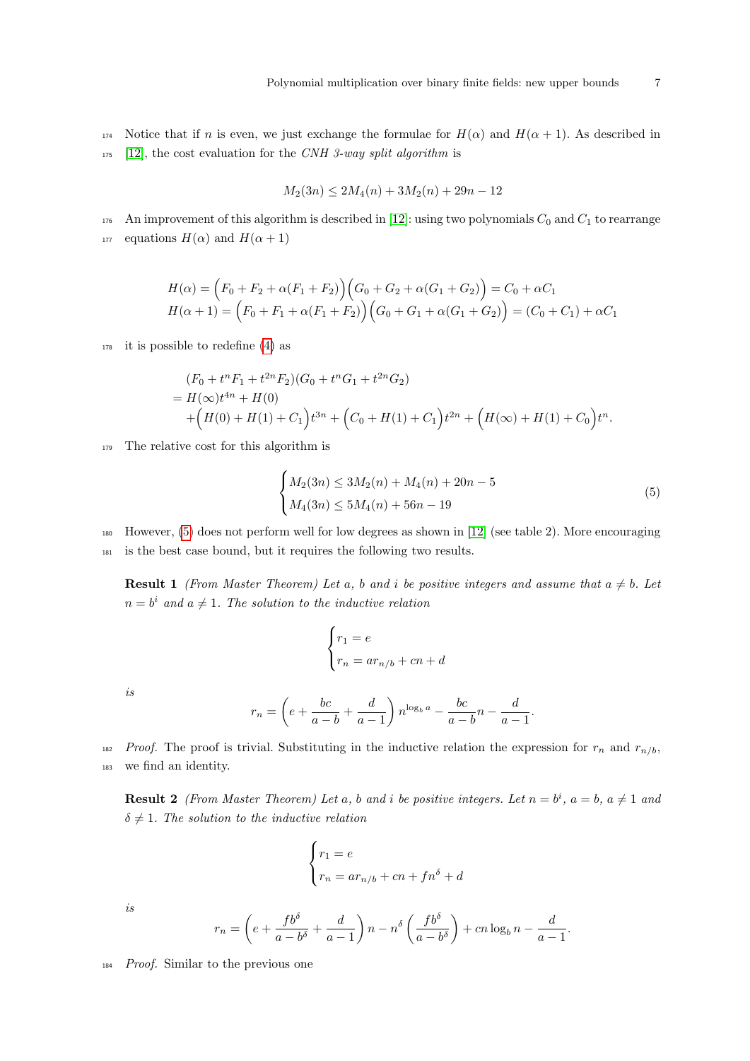Notice that if $n$ is even, we just exchange the formulae for $H(\alpha)$ and $H(\alpha+1)$. As described in [12], the cost evaluation for the *CNH 3-way split algorithm* is

$$M_2(3n) \leq 2M_4(n) + 3M_2(n) + 29n - 12$$

An improvement of this algorithm is described in [12]: using two polynomials $C_0$ and $C_1$ to rearrange equations $H(\alpha)$ and $H(\alpha+1)$

$$H(\alpha) = \Big(F_0 + F_2 + \alpha(F_1 + F_2)\Big)\Big(G_0 + G_2 + \alpha(G_1 + G_2)\Big) = C_0 + \alpha C_1$$
$$H(\alpha+1) = \Big(F_0 + F_1 + \alpha(F_1 + F_2)\Big)\Big(G_0 + G_1 + \alpha(G_1 + G_2)\Big) = (C_0 + C_1) + \alpha C_1$$

it is possible to redefine (4) as

$$\begin{aligned}
&(F_0 + t^n F_1 + t^{2n} F_2)(G_0 + t^n G_1 + t^{2n} G_2)\\
=\;& H(\infty)t^{4n} + H(0)\\
&+\Big(H(0) + H(1) + C_1\Big)t^{3n} + \Big(C_0 + H(1) + C_1\Big)t^{2n} + \Big(H(\infty) + H(1) + C_0\Big)t^n.
\end{aligned}$$

The relative cost for this algorithm is

$$\begin{cases} M_2(3n) \leq 3M_2(n) + M_4(n) + 20n - 5 \\ M_4(3n) \leq 5M_4(n) + 56n - 19 \end{cases} \tag{5}$$

However, (5) does not perform well for low degrees as shown in [12] (see table 2). More encouraging is the best case bound, but it requires the following two results.

**Result 1** *(From Master Theorem) Let $a$, $b$ and $i$ be positive integers and assume that $a \neq b$. Let $n = b^i$ and $a \neq 1$. The solution to the inductive relation*

$$\begin{cases} r_1 = e \\ r_n = a r_{n/b} + cn + d \end{cases}$$

*is*

$$r_n = \left(e + \frac{bc}{a-b} + \frac{d}{a-1}\right) n^{\log_b a} - \frac{bc}{a-b} n - \frac{d}{a-1}.$$

*Proof.* The proof is trivial. Substituting in the inductive relation the expression for $r_n$ and $r_{n/b}$, we find an identity.

**Result 2** *(From Master Theorem) Let $a$, $b$ and $i$ be positive integers. Let $n = b^i$, $a = b$, $a \neq 1$ and $\delta \neq 1$. The solution to the inductive relation*

$$\begin{cases} r_1 = e \\ r_n = a r_{n/b} + cn + f n^{\delta} + d \end{cases}$$

*is*

$$r_n = \left(e + \frac{f b^{\delta}}{a - b^{\delta}} + \frac{d}{a-1}\right) n - n^{\delta}\left(\frac{f b^{\delta}}{a - b^{\delta}}\right) + cn \log_b n - \frac{d}{a-1}.$$

*Proof.* Similar to the previous one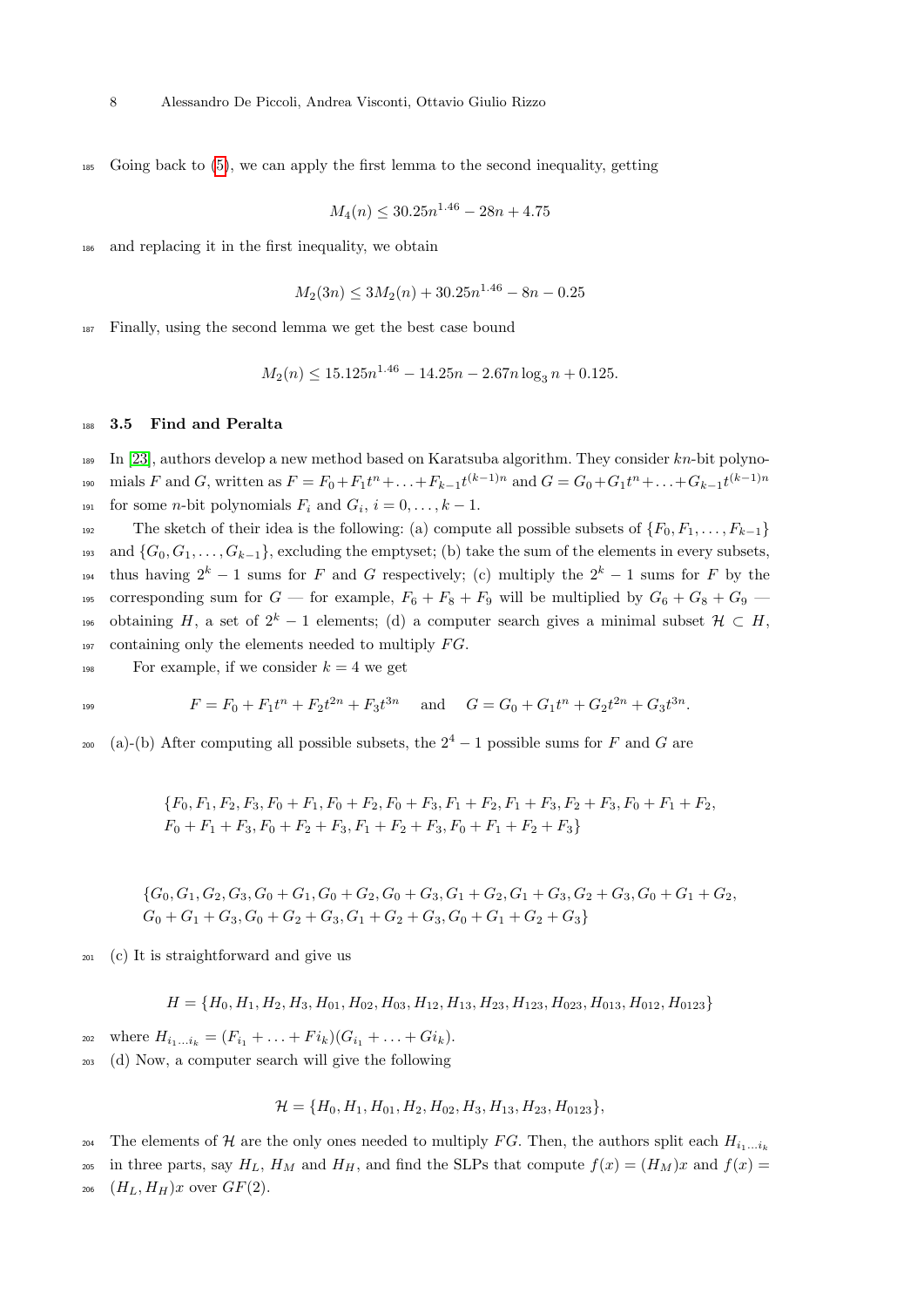Going back to (5), we can apply the first lemma to the second inequality, getting

$$M_4(n) \leq 30.25n^{1.46} - 28n + 4.75$$

and replacing it in the first inequality, we obtain

$$M_2(3n) \leq 3M_2(n) + 30.25n^{1.46} - 8n - 0.25$$

Finally, using the second lemma we get the best case bound

$$M_2(n) \leq 15.125n^{1.46} - 14.25n - 2.67n\log_3 n + 0.125.$$

### 3.5 Find and Peralta

In [23], authors develop a new method based on Karatsuba algorithm. They consider $kn$-bit polynomials $F$ and $G$, written as $F = F_0 + F_1t^n + \ldots + F_{k-1}t^{(k-1)n}$ and $G = G_0 + G_1t^n + \ldots + G_{k-1}t^{(k-1)n}$ for some $n$-bit polynomials $F_i$ and $G_i$, $i = 0, \ldots, k-1$.

The sketch of their idea is the following: (a) compute all possible subsets of $\{F_0, F_1, \ldots, F_{k-1}\}$ and $\{G_0, G_1, \ldots, G_{k-1}\}$, excluding the emptyset; (b) take the sum of the elements in every subsets, thus having $2^k - 1$ sums for $F$ and $G$ respectively; (c) multiply the $2^k - 1$ sums for $F$ by the corresponding sum for $G$ — for example, $F_6 + F_8 + F_9$ will be multiplied by $G_6 + G_8 + G_9$ — obtaining $H$, a set of $2^k - 1$ elements; (d) a computer search gives a minimal subset $\mathcal{H} \subset H$, containing only the elements needed to multiply $FG$.

For example, if we consider $k = 4$ we get

$$F = F_0 + F_1t^n + F_2t^{2n} + F_3t^{3n} \quad \text{and} \quad G = G_0 + G_1t^n + G_2t^{2n} + G_3t^{3n}.$$

(a)-(b) After computing all possible subsets, the $2^4 - 1$ possible sums for $F$ and $G$ are

$$\{F_0, F_1, F_2, F_3, F_0 + F_1, F_0 + F_2, F_0 + F_3, F_1 + F_2, F_1 + F_3, F_2 + F_3, F_0 + F_1 + F_2,$$
$$F_0 + F_1 + F_3, F_0 + F_2 + F_3, F_1 + F_2 + F_3, F_0 + F_1 + F_2 + F_3\}$$

$$\{G_0, G_1, G_2, G_3, G_0 + G_1, G_0 + G_2, G_0 + G_3, G_1 + G_2, G_1 + G_3, G_2 + G_3, G_0 + G_1 + G_2,$$
$$G_0 + G_1 + G_3, G_0 + G_2 + G_3, G_1 + G_2 + G_3, G_0 + G_1 + G_2 + G_3\}$$

(c) It is straightforward and give us

$$H = \{H_0, H_1, H_2, H_3, H_{01}, H_{02}, H_{03}, H_{12}, H_{13}, H_{23}, H_{123}, H_{023}, H_{013}, H_{012}, H_{0123}\}$$

where $H_{i_1 \ldots i_k} = (F_{i_1} + \ldots + Fi_k)(G_{i_1} + \ldots + Gi_k)$.

(d) Now, a computer search will give the following

$$\mathcal{H} = \{H_0, H_1, H_{01}, H_2, H_{02}, H_3, H_{13}, H_{23}, H_{0123}\},$$

The elements of $\mathcal{H}$ are the only ones needed to multiply $FG$. Then, the authors split each $H_{i_1 \ldots i_k}$ in three parts, say $H_L$, $H_M$ and $H_H$, and find the SLPs that compute $f(x) = (H_M)x$ and $f(x) = (H_L, H_H)x$ over $GF(2)$.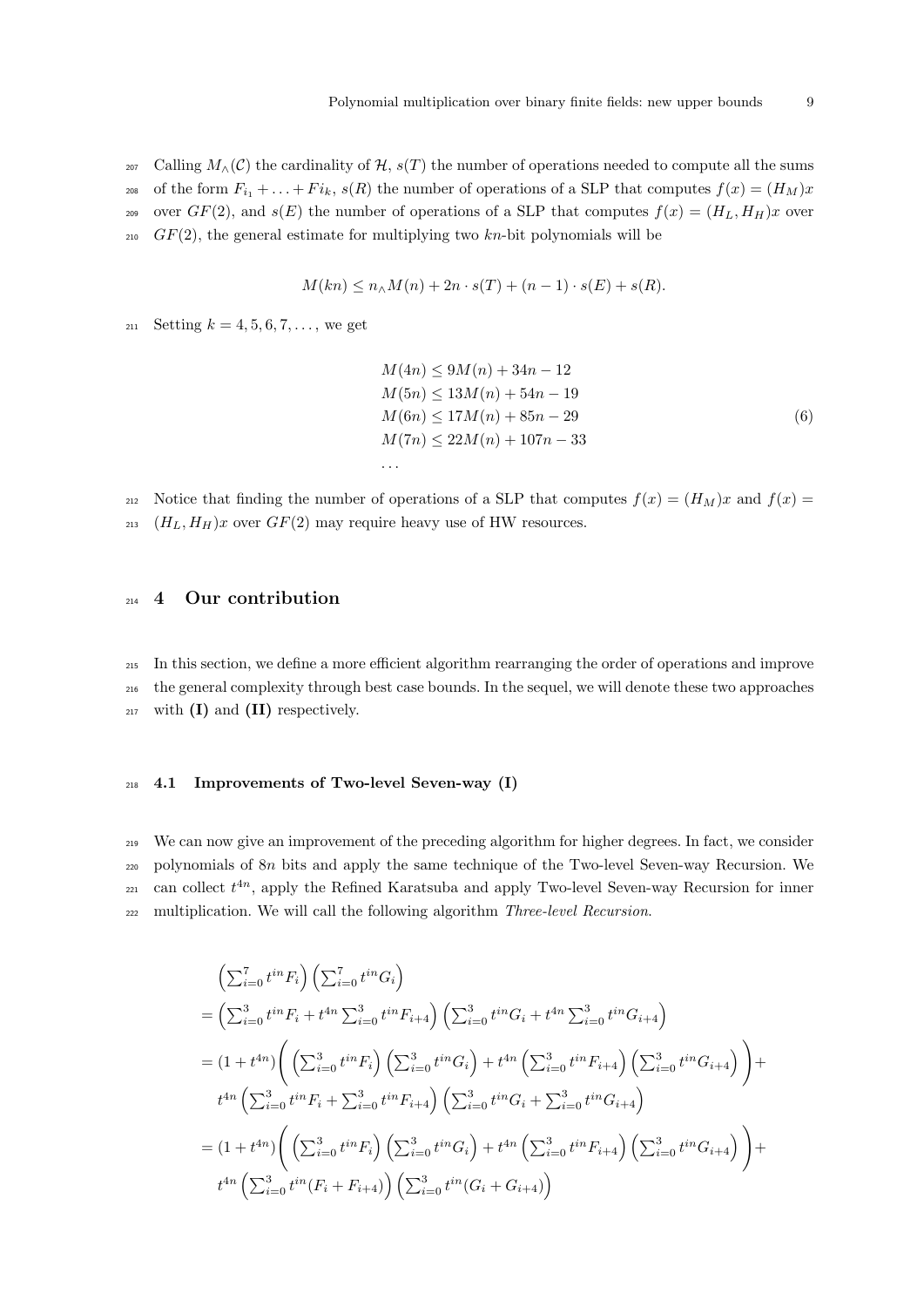Calling $M_\wedge(\mathcal{C})$ the cardinality of $\mathcal{H}$, $s(T)$ the number of operations needed to compute all the sums of the form $F_{i_1} + \ldots + Fi_k$, $s(R)$ the number of operations of a SLP that computes $f(x) = (H_M)x$ over $GF(2)$, and $s(E)$ the number of operations of a SLP that computes $f(x) = (H_L, H_H)x$ over $GF(2)$, the general estimate for multiplying two $kn$-bit polynomials will be

$$M(kn) \leq n_\wedge M(n) + 2n \cdot s(T) + (n-1) \cdot s(E) + s(R).$$

Setting $k = 4, 5, 6, 7, \ldots$, we get

$$\begin{aligned}
&M(4n) \leq 9M(n) + 34n - 12 \\
&M(5n) \leq 13M(n) + 54n - 19 \\
&M(6n) \leq 17M(n) + 85n - 29 \\
&M(7n) \leq 22M(n) + 107n - 33 \\
&\ldots
\end{aligned} \tag{6}$$

Notice that finding the number of operations of a SLP that computes $f(x) = (H_M)x$ and $f(x) = (H_L, H_H)x$ over $GF(2)$ may require heavy use of HW resources.

## 4 Our contribution

In this section, we define a more efficient algorithm rearranging the order of operations and improve the general complexity through best case bounds. In the sequel, we will denote these two approaches with **(I)** and **(II)** respectively.

### 4.1 Improvements of Two-level Seven-way (I)

We can now give an improvement of the preceding algorithm for higher degrees. In fact, we consider polynomials of $8n$ bits and apply the same technique of the Two-level Seven-way Recursion. We can collect $t^{4n}$, apply the Refined Karatsuba and apply Two-level Seven-way Recursion for inner multiplication. We will call the following algorithm *Three-level Recursion*.

$$\begin{aligned}
&\left(\sum_{i=0}^{7} t^{in} F_i\right)\left(\sum_{i=0}^{7} t^{in} G_i\right) \\
&= \left(\sum_{i=0}^{3} t^{in} F_i + t^{4n} \sum_{i=0}^{3} t^{in} F_{i+4}\right)\left(\sum_{i=0}^{3} t^{in} G_i + t^{4n} \sum_{i=0}^{3} t^{in} G_{i+4}\right) \\
&= (1 + t^{4n})\Bigg(\left(\sum_{i=0}^{3} t^{in} F_i\right)\left(\sum_{i=0}^{3} t^{in} G_i\right) + t^{4n}\left(\sum_{i=0}^{3} t^{in} F_{i+4}\right)\left(\sum_{i=0}^{3} t^{in} G_{i+4}\right)\Bigg) + \\
&\quad t^{4n}\left(\sum_{i=0}^{3} t^{in} F_i + \sum_{i=0}^{3} t^{in} F_{i+4}\right)\left(\sum_{i=0}^{3} t^{in} G_i + \sum_{i=0}^{3} t^{in} G_{i+4}\right) \\
&= (1 + t^{4n})\Bigg(\left(\sum_{i=0}^{3} t^{in} F_i\right)\left(\sum_{i=0}^{3} t^{in} G_i\right) + t^{4n}\left(\sum_{i=0}^{3} t^{in} F_{i+4}\right)\left(\sum_{i=0}^{3} t^{in} G_{i+4}\right)\Bigg) + \\
&\quad t^{4n}\left(\sum_{i=0}^{3} t^{in}(F_i + F_{i+4})\right)\left(\sum_{i=0}^{3} t^{in}(G_i + G_{i+4})\right)
\end{aligned}$$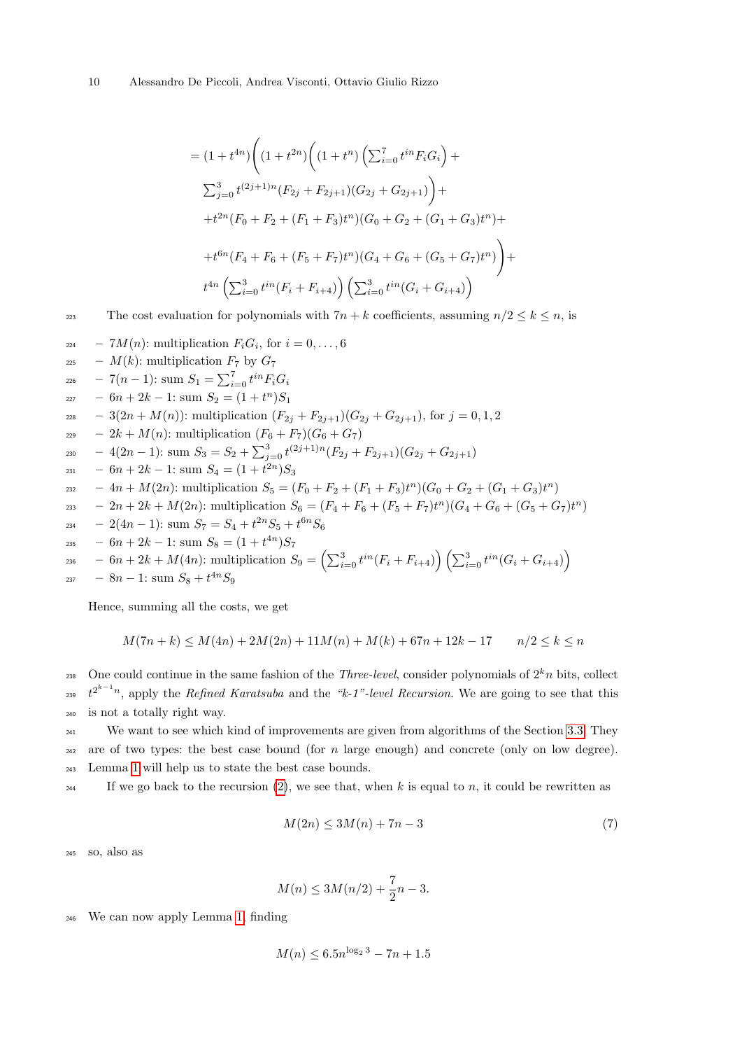$$
\begin{aligned}
= (1+t^{4n})\Bigg( & (1+t^{2n})\Bigg( (1+t^n)\left(\sum_{i=0}^{7} t^{in} F_i G_i\right) + \\
& \sum_{j=0}^{3} t^{(2j+1)n} (F_{2j}+F_{2j+1})(G_{2j}+G_{2j+1})\Bigg) + \\
& + t^{2n}(F_0+F_2+(F_1+F_3)t^n)(G_0+G_2+(G_1+G_3)t^n) + \\
& + t^{6n}(F_4+F_6+(F_5+F_7)t^n)(G_4+G_6+(G_5+G_7)t^n)\Bigg) + \\
& t^{4n}\left(\sum_{i=0}^{3} t^{in}(F_i+F_{i+4})\right)\left(\sum_{i=0}^{3} t^{in}(G_i+G_{i+4})\right)
\end{aligned}
$$

The cost evaluation for polynomials with $7n+k$ coefficients, assuming $n/2 \le k \le n$, is

- $7M(n)$: multiplication $F_i G_i$, for $i = 0, \ldots, 6$
- $M(k)$: multiplication $F_7$ by $G_7$
- $7(n-1)$: sum $S_1 = \sum_{i=0}^{7} t^{in} F_i G_i$
- $6n + 2k - 1$: sum $S_2 = (1+t^n)S_1$
- $3(2n + M(n))$: multiplication $(F_{2j}+F_{2j+1})(G_{2j}+G_{2j+1})$, for $j = 0, 1, 2$
- $2k + M(n)$: multiplication $(F_6+F_7)(G_6+G_7)$
- $4(2n-1)$: sum $S_3 = S_2 + \sum_{j=0}^{3} t^{(2j+1)n}(F_{2j}+F_{2j+1})(G_{2j}+G_{2j+1})$
- $6n + 2k - 1$: sum $S_4 = (1+t^{2n})S_3$
- $4n + M(2n)$: multiplication $S_5 = (F_0+F_2+(F_1+F_3)t^n)(G_0+G_2+(G_1+G_3)t^n)$
- $2n + 2k + M(2n)$: multiplication $S_6 = (F_4+F_6+(F_5+F_7)t^n)(G_4+G_6+(G_5+G_7)t^n)$
- $2(4n-1)$: sum $S_7 = S_4 + t^{2n}S_5 + t^{6n}S_6$
- $6n + 2k - 1$: sum $S_8 = (1+t^{4n})S_7$
- $6n + 2k + M(4n)$: multiplication $S_9 = \left(\sum_{i=0}^{3} t^{in}(F_i+F_{i+4})\right)\left(\sum_{i=0}^{3} t^{in}(G_i+G_{i+4})\right)$
- $8n - 1$: sum $S_8 + t^{4n}S_9$

Hence, summing all the costs, we get

$$
M(7n+k) \le M(4n) + 2M(2n) + 11M(n) + M(k) + 67n + 12k - 17 \qquad n/2 \le k \le n
$$

One could continue in the same fashion of the *Three-level*, consider polynomials of $2^k n$ bits, collect $t^{2^{k-1}n}$, apply the *Refined Karatsuba* and the *"k-1"-level Recursion*. We are going to see that this is not a totally right way.

We want to see which kind of improvements are given from algorithms of the Section 3.3. They are of two types: the best case bound (for $n$ large enough) and concrete (only on low degree). Lemma 1 will help us to state the best case bounds.

If we go back to the recursion (2), we see that, when $k$ is equal to $n$, it could be rewritten as

$$
M(2n) \le 3M(n) + 7n - 3 \tag{7}
$$

so, also as

$$
M(n) \le 3M(n/2) + \frac{7}{2}n - 3.
$$

We can now apply Lemma 1, finding

$$
M(n) \le 6.5n^{\log_2 3} - 7n + 1.5
$$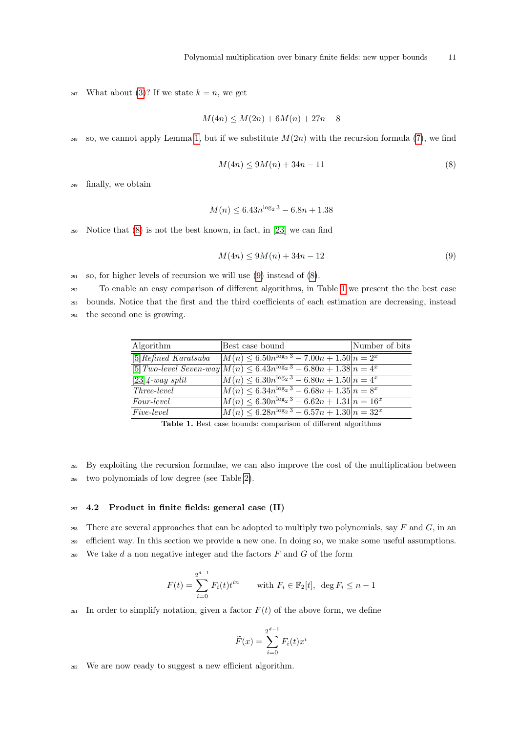What about (3)? If we state $k = n$, we get

$$M(4n) \leq M(2n) + 6M(n) + 27n - 8$$

so, we cannot apply Lemma 1, but if we substitute $M(2n)$ with the recursion formula (7), we find

$$M(4n) \leq 9M(n) + 34n - 11 \tag{8}$$

finally, we obtain

$$M(n) \leq 6.43n^{\log_2 3} - 6.8n + 1.38$$

Notice that (8) is not the best known, in fact, in [23] we can find

$$M(4n) \leq 9M(n) + 34n - 12 \tag{9}$$

so, for higher levels of recursion we will use (9) instead of (8).

To enable an easy comparison of different algorithms, in Table 1 we present the the best case bounds. Notice that the first and the third coefficients of each estimation are decreasing, instead the second one is growing.

| Algorithm | Best case bound | Number of bits |
|---|---|---|
| [5] *Refined Karatsuba* | $M(n) \leq 6.50n^{\log_2 3} - 7.00n + 1.50$ | $n = 2^x$ |
| [5] *Two-level Seven-way* | $M(n) \leq 6.43n^{\log_2 3} - 6.80n + 1.38$ | $n = 4^x$ |
| [23] *4-way split* | $M(n) \leq 6.30n^{\log_2 3} - 6.80n + 1.50$ | $n = 4^x$ |
| *Three-level* | $M(n) \leq 6.34n^{\log_2 3} - 6.68n + 1.35$ | $n = 8^x$ |
| *Four-level* | $M(n) \leq 6.30n^{\log_2 3} - 6.62n + 1.31$ | $n = 16^x$ |
| *Five-level* | $M(n) \leq 6.28n^{\log_2 3} - 6.57n + 1.30$ | $n = 32^x$ |

**Table 1.** Best case bounds: comparison of different algorithms

By exploiting the recursion formulae, we can also improve the cost of the multiplication between two polynomials of low degree (see Table 2).

### 4.2 Product in finite fields: general case (II)

There are several approaches that can be adopted to multiply two polynomials, say $F$ and $G$, in an efficient way. In this section we provide a new one. In doing so, we make some useful assumptions. We take $d$ a non negative integer and the factors $F$ and $G$ of the form

$$F(t) = \sum_{i=0}^{2^{d-1}} F_i(t)t^{in} \qquad \text{with } F_i \in \mathbb{F}_2[t],\ \deg F_i \leq n-1$$

In order to simplify notation, given a factor $F(t)$ of the above form, we define

$$\widetilde{F}(x) = \sum_{i=0}^{2^{d-1}} F_i(t)x^i$$

We are now ready to suggest a new efficient algorithm.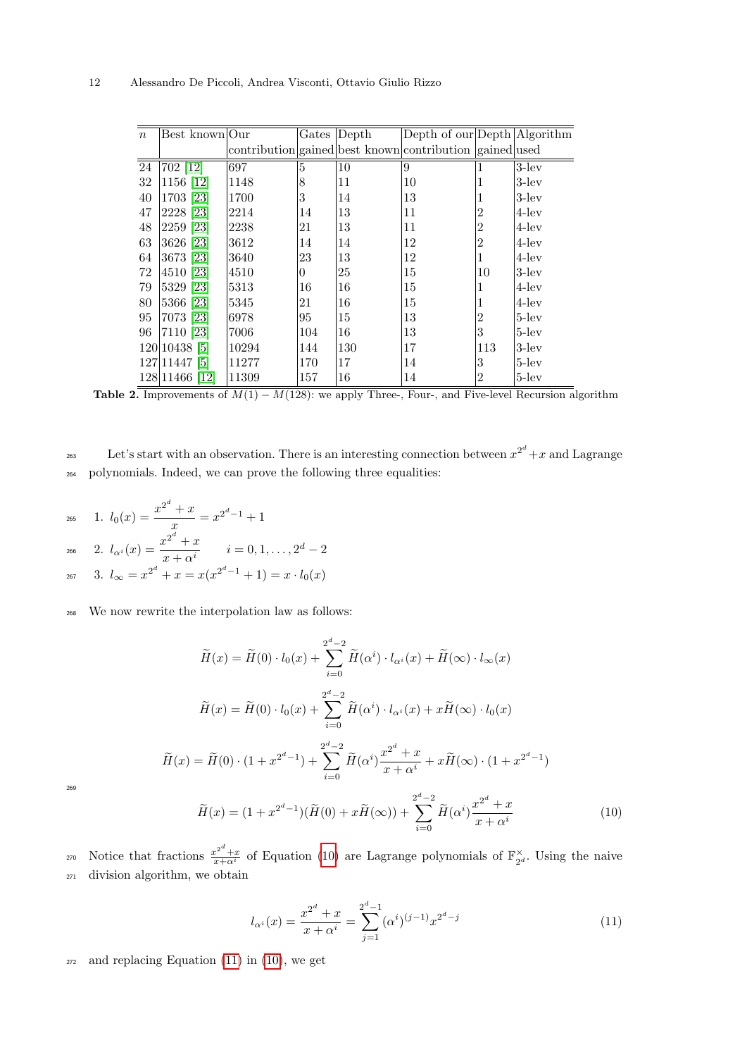| $n$ | Best known | Our contribution | Gates gained | Depth best known | Depth of our contribution | Depth gained | Algorithm used |
|---|---|---|---|---|---|---|---|
| 24 | 702 [12] | 697 | 5 | 10 | 9 | 1 | 3-lev |
| 32 | 1156 [12] | 1148 | 8 | 11 | 10 | 1 | 3-lev |
| 40 | 1703 [23] | 1700 | 3 | 14 | 13 | 1 | 3-lev |
| 47 | 2228 [23] | 2214 | 14 | 13 | 11 | 2 | 4-lev |
| 48 | 2259 [23] | 2238 | 21 | 13 | 11 | 2 | 4-lev |
| 63 | 3626 [23] | 3612 | 14 | 14 | 12 | 2 | 4-lev |
| 64 | 3673 [23] | 3640 | 23 | 13 | 12 | 1 | 4-lev |
| 72 | 4510 [23] | 4510 | 0 | 25 | 15 | 10 | 3-lev |
| 79 | 5329 [23] | 5313 | 16 | 16 | 15 | 1 | 4-lev |
| 80 | 5366 [23] | 5345 | 21 | 16 | 15 | 1 | 4-lev |
| 95 | 7073 [23] | 6978 | 95 | 15 | 13 | 2 | 5-lev |
| 96 | 7110 [23] | 7006 | 104 | 16 | 13 | 3 | 5-lev |
| 120 | 10438 [5] | 10294 | 144 | 130 | 17 | 113 | 3-lev |
| 127 | 11447 [5] | 11277 | 170 | 17 | 14 | 3 | 5-lev |
| 128 | 11466 [12] | 11309 | 157 | 16 | 14 | 2 | 5-lev |

**Table 2.** Improvements of $M(1) - M(128)$: we apply Three-, Four-, and Five-level Recursion algorithm

Let's start with an observation. There is an interesting connection between $x^{2^d} + x$ and Lagrange polynomials. Indeed, we can prove the following three equalities:

1. $l_0(x) = \dfrac{x^{2^d} + x}{x} = x^{2^d - 1} + 1$
2. $l_{\alpha^i}(x) = \dfrac{x^{2^d} + x}{x + \alpha^i} \qquad i = 0, 1, \ldots, 2^d - 2$
3. $l_\infty = x^{2^d} + x = x(x^{2^d - 1} + 1) = x \cdot l_0(x)$

We now rewrite the interpolation law as follows:

$$\widetilde{H}(x) = \widetilde{H}(0) \cdot l_0(x) + \sum_{i=0}^{2^d-2} \widetilde{H}(\alpha^i) \cdot l_{\alpha^i}(x) + \widetilde{H}(\infty) \cdot l_\infty(x)$$

$$\widetilde{H}(x) = \widetilde{H}(0) \cdot l_0(x) + \sum_{i=0}^{2^d-2} \widetilde{H}(\alpha^i) \cdot l_{\alpha^i}(x) + x\widetilde{H}(\infty) \cdot l_0(x)$$

$$\widetilde{H}(x) = \widetilde{H}(0) \cdot (1 + x^{2^d-1}) + \sum_{i=0}^{2^d-2} \widetilde{H}(\alpha^i) \frac{x^{2^d} + x}{x + \alpha^i} + x\widetilde{H}(\infty) \cdot (1 + x^{2^d-1})$$

$$\widetilde{H}(x) = (1 + x^{2^d-1})(\widetilde{H}(0) + x\widetilde{H}(\infty)) + \sum_{i=0}^{2^d-2} \widetilde{H}(\alpha^i) \frac{x^{2^d} + x}{x + \alpha^i} \tag{10}$$

Notice that fractions $\frac{x^{2^d}+x}{x+\alpha^i}$ of Equation (10) are Lagrange polynomials of $\mathbb{F}_{2^d}^{\times}$. Using the naive division algorithm, we obtain

$$l_{\alpha^i}(x) = \frac{x^{2^d} + x}{x + \alpha^i} = \sum_{j=1}^{2^d-1} (\alpha^i)^{(j-1)} x^{2^d - j} \tag{11}$$

and replacing Equation (11) in (10), we get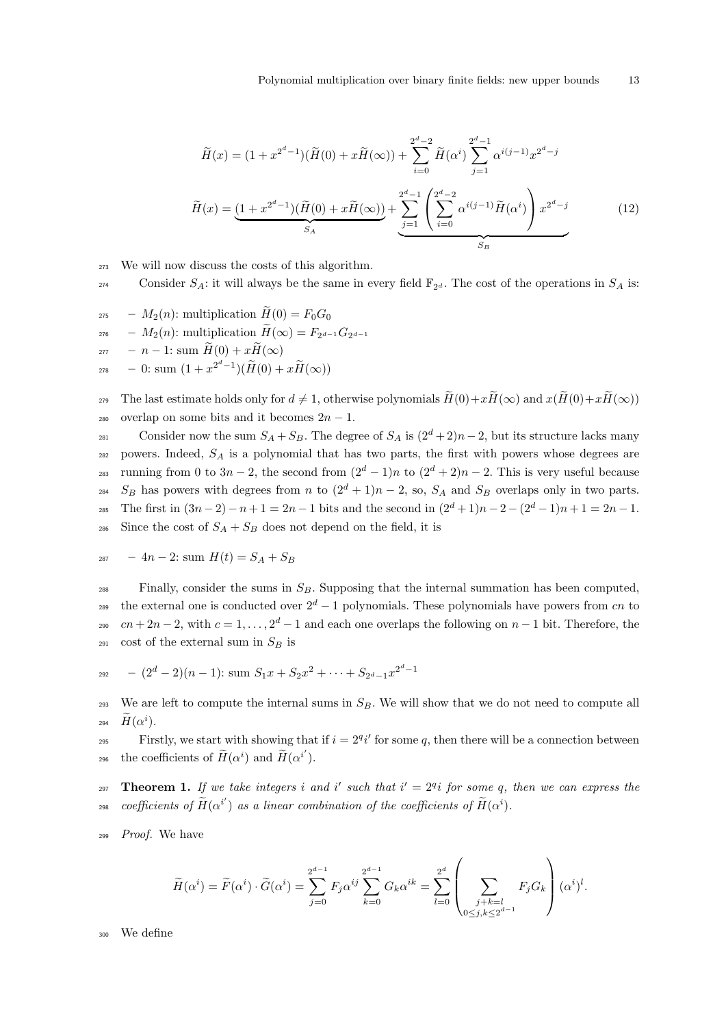$$\widetilde{H}(x) = (1 + x^{2^d - 1})(\widetilde{H}(0) + x\widetilde{H}(\infty)) + \sum_{i=0}^{2^d-2} \widetilde{H}(\alpha^i) \sum_{j=1}^{2^d-1} \alpha^{i(j-1)} x^{2^d - j}$$

$$\widetilde{H}(x) = \underbrace{(1 + x^{2^d - 1})(\widetilde{H}(0) + x\widetilde{H}(\infty))}_{S_A} + \underbrace{\sum_{j=1}^{2^d-1} \left( \sum_{i=0}^{2^d-2} \alpha^{i(j-1)} \widetilde{H}(\alpha^i) \right) x^{2^d - j}}_{S_B} \tag{12}$$

We will now discuss the costs of this algorithm.

Consider $S_A$: it will always be the same in every field $\mathbb{F}_{2^d}$. The cost of the operations in $S_A$ is:

- $M_2(n)$: multiplication $\widetilde{H}(0) = F_0 G_0$
- $M_2(n)$: multiplication $\widetilde{H}(\infty) = F_{2^{d-1}} G_{2^{d-1}}$
- $n-1$: sum $\widetilde{H}(0) + x\widetilde{H}(\infty)$
- 0: sum $(1 + x^{2^d - 1})(\widetilde{H}(0) + x\widetilde{H}(\infty))$

The last estimate holds only for $d \neq 1$, otherwise polynomials $\widetilde{H}(0) + x\widetilde{H}(\infty)$ and $x(\widetilde{H}(0) + x\widetilde{H}(\infty))$ overlap on some bits and it becomes $2n-1$.

Consider now the sum $S_A + S_B$. The degree of $S_A$ is $(2^d+2)n-2$, but its structure lacks many powers. Indeed, $S_A$ is a polynomial that has two parts, the first with powers whose degrees are running from 0 to $3n-2$, the second from $(2^d-1)n$ to $(2^d+2)n-2$. This is very useful because $S_B$ has powers with degrees from $n$ to $(2^d+1)n-2$, so, $S_A$ and $S_B$ overlaps only in two parts. The first in $(3n-2) - n + 1 = 2n-1$ bits and the second in $(2^d+1)n - 2 - (2^d-1)n + 1 = 2n-1$. Since the cost of $S_A + S_B$ does not depend on the field, it is

- $4n-2$: sum $H(t) = S_A + S_B$

Finally, consider the sums in $S_B$. Supposing that the internal summation has been computed, the external one is conducted over $2^d - 1$ polynomials. These polynomials have powers from $cn$ to $cn + 2n - 2$, with $c = 1, \ldots, 2^d - 1$ and each one overlaps the following on $n-1$ bit. Therefore, the cost of the external sum in $S_B$ is

- $(2^d-2)(n-1)$: sum $S_1 x + S_2 x^2 + \cdots + S_{2^d-1} x^{2^d-1}$

We are left to compute the internal sums in $S_B$. We will show that we do not need to compute all $\widetilde{H}(\alpha^i)$.

Firstly, we start with showing that if $i = 2^q i'$ for some $q$, then there will be a connection between the coefficients of $\widetilde{H}(\alpha^i)$ and $\widetilde{H}(\alpha^{i'})$.

**Theorem 1.** *If we take integers $i$ and $i'$ such that $i' = 2^q i$ for some $q$, then we can express the coefficients of $\widetilde{H}(\alpha^{i'})$ as a linear combination of the coefficients of $\widetilde{H}(\alpha^i)$.*

*Proof.* We have

$$\widetilde{H}(\alpha^i) = \widetilde{F}(\alpha^i) \cdot \widetilde{G}(\alpha^i) = \sum_{j=0}^{2^{d-1}} F_j \alpha^{ij} \sum_{k=0}^{2^{d-1}} G_k \alpha^{ik} = \sum_{l=0}^{2^d} \left( \sum_{\substack{j+k=l \\ 0 \le j,k \le 2^{d-1}}} F_j G_k \right) (\alpha^i)^l.$$

We define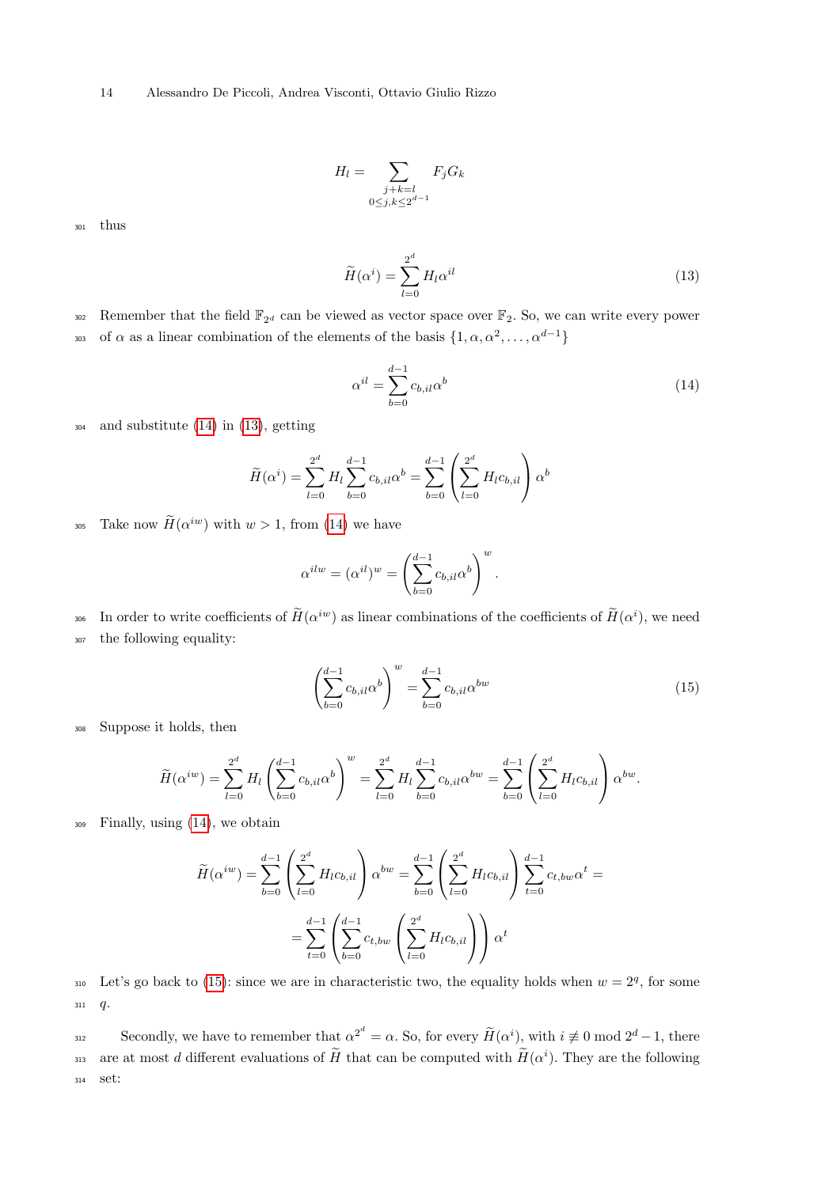$$H_l = \sum_{\substack{j+k=l \\ 0 \le j,k \le 2^{d-1}}} F_j G_k$$

thus

$$\widetilde{H}(\alpha^i) = \sum_{l=0}^{2^d} H_l \alpha^{il} \tag{13}$$

Remember that the field $\mathbb{F}_{2^d}$ can be viewed as vector space over $\mathbb{F}_2$. So, we can write every power of $\alpha$ as a linear combination of the elements of the basis $\{1, \alpha, \alpha^2, \dots, \alpha^{d-1}\}$

$$\alpha^{il} = \sum_{b=0}^{d-1} c_{b,il} \alpha^b \tag{14}$$

and substitute (14) in (13), getting

$$\widetilde{H}(\alpha^i) = \sum_{l=0}^{2^d} H_l \sum_{b=0}^{d-1} c_{b,il} \alpha^b = \sum_{b=0}^{d-1} \left( \sum_{l=0}^{2^d} H_l c_{b,il} \right) \alpha^b$$

Take now $\widetilde{H}(\alpha^{iw})$ with $w > 1$, from (14) we have

$$\alpha^{ilw} = (\alpha^{il})^w = \left( \sum_{b=0}^{d-1} c_{b,il} \alpha^b \right)^w .$$

In order to write coefficients of $\widetilde{H}(\alpha^{iw})$ as linear combinations of the coefficients of $\widetilde{H}(\alpha^i)$, we need the following equality:

$$\left( \sum_{b=0}^{d-1} c_{b,il} \alpha^b \right)^w = \sum_{b=0}^{d-1} c_{b,il} \alpha^{bw} \tag{15}$$

Suppose it holds, then

$$\widetilde{H}(\alpha^{iw}) = \sum_{l=0}^{2^d} H_l \left( \sum_{b=0}^{d-1} c_{b,il} \alpha^b \right)^w = \sum_{l=0}^{2^d} H_l \sum_{b=0}^{d-1} c_{b,il} \alpha^{bw} = \sum_{b=0}^{d-1} \left( \sum_{l=0}^{2^d} H_l c_{b,il} \right) \alpha^{bw}.$$

Finally, using (14), we obtain

$$\widetilde{H}(\alpha^{iw}) = \sum_{b=0}^{d-1} \left( \sum_{l=0}^{2^d} H_l c_{b,il} \right) \alpha^{bw} = \sum_{b=0}^{d-1} \left( \sum_{l=0}^{2^d} H_l c_{b,il} \right) \sum_{t=0}^{d-1} c_{t,bw} \alpha^t =$$

$$= \sum_{t=0}^{d-1} \left( \sum_{b=0}^{d-1} c_{t,bw} \left( \sum_{l=0}^{2^d} H_l c_{b,il} \right) \right) \alpha^t$$

Let's go back to (15): since we are in characteristic two, the equality holds when $w = 2^q$, for some $q$.

Secondly, we have to remember that $\alpha^{2^d} = \alpha$. So, for every $\widetilde{H}(\alpha^i)$, with $i \not\equiv 0 \bmod 2^d - 1$, there are at most $d$ different evaluations of $\widetilde{H}$ that can be computed with $\widetilde{H}(\alpha^i)$. They are the following set: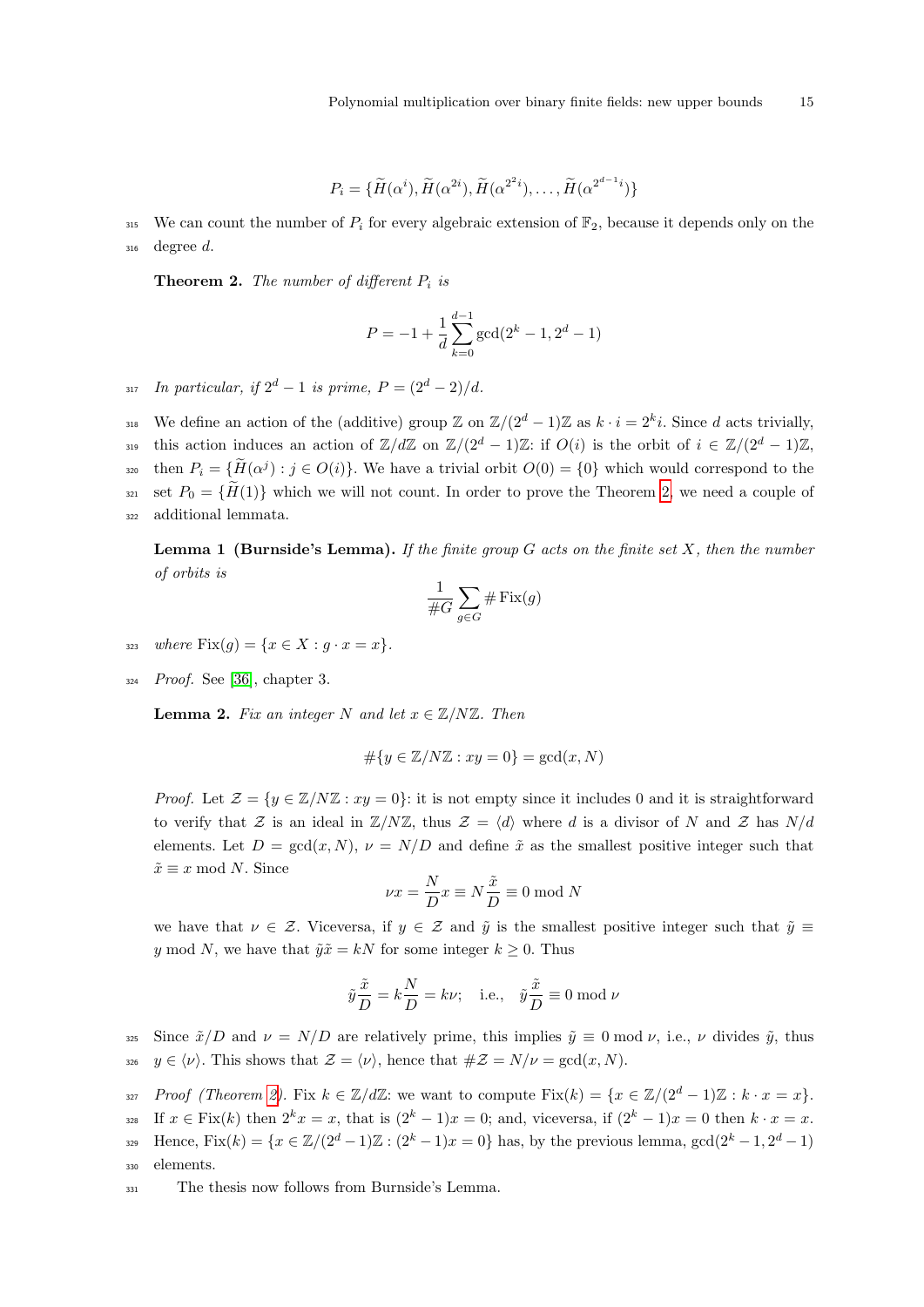$$P_i = \{\widetilde{H}(\alpha^i), \widetilde{H}(\alpha^{2i}), \widetilde{H}(\alpha^{2^2 i}), \ldots, \widetilde{H}(\alpha^{2^{d-1} i})\}$$

We can count the number of $P_i$ for every algebraic extension of $\mathbb{F}_2$, because it depends only on the degree $d$.

**Theorem 2.** *The number of different $P_i$ is*

$$P = -1 + \frac{1}{d} \sum_{k=0}^{d-1} \gcd(2^k - 1, 2^d - 1)$$

*In particular, if $2^d - 1$ is prime, $P = (2^d - 2)/d$.*

We define an action of the (additive) group $\mathbb{Z}$ on $\mathbb{Z}/(2^d - 1)\mathbb{Z}$ as $k \cdot i = 2^k i$. Since $d$ acts trivially, this action induces an action of $\mathbb{Z}/d\mathbb{Z}$ on $\mathbb{Z}/(2^d - 1)\mathbb{Z}$: if $O(i)$ is the orbit of $i \in \mathbb{Z}/(2^d - 1)\mathbb{Z}$, then $P_i = \{\widetilde{H}(\alpha^j) : j \in O(i)\}$. We have a trivial orbit $O(0) = \{0\}$ which would correspond to the set $P_0 = \{\widetilde{H}(1)\}$ which we will not count. In order to prove the Theorem 2, we need a couple of additional lemmata.

**Lemma 1 (Burnside's Lemma).** *If the finite group $G$ acts on the finite set $X$, then the number of orbits is*

$$\frac{1}{\#G} \sum_{g \in G} \# \operatorname{Fix}(g)$$

*where* $\operatorname{Fix}(g) = \{x \in X : g \cdot x = x\}$.

*Proof.* See [36], chapter 3.

**Lemma 2.** *Fix an integer $N$ and let $x \in \mathbb{Z}/N\mathbb{Z}$. Then*

$$\#\{y \in \mathbb{Z}/N\mathbb{Z} : xy = 0\} = \gcd(x, N)$$

*Proof.* Let $\mathcal{Z} = \{y \in \mathbb{Z}/N\mathbb{Z} : xy = 0\}$: it is not empty since it includes 0 and it is straightforward to verify that $\mathcal{Z}$ is an ideal in $\mathbb{Z}/N\mathbb{Z}$, thus $\mathcal{Z} = \langle d \rangle$ where $d$ is a divisor of $N$ and $\mathcal{Z}$ has $N/d$ elements. Let $D = \gcd(x, N)$, $\nu = N/D$ and define $\tilde{x}$ as the smallest positive integer such that $\tilde{x} \equiv x \bmod N$. Since

$$\nu x = \frac{N}{D} x \equiv N \frac{\tilde{x}}{D} \equiv 0 \bmod N$$

we have that $\nu \in \mathcal{Z}$. Viceversa, if $y \in \mathcal{Z}$ and $\tilde{y}$ is the smallest positive integer such that $\tilde{y} \equiv y \bmod N$, we have that $\tilde{y}\tilde{x} = kN$ for some integer $k \geq 0$. Thus

$$\tilde{y} \frac{\tilde{x}}{D} = k \frac{N}{D} = k\nu; \quad \text{i.e.,} \quad \tilde{y} \frac{\tilde{x}}{D} \equiv 0 \bmod \nu$$

Since $\tilde{x}/D$ and $\nu = N/D$ are relatively prime, this implies $\tilde{y} \equiv 0 \bmod \nu$, i.e., $\nu$ divides $\tilde{y}$, thus $y \in \langle \nu \rangle$. This shows that $\mathcal{Z} = \langle \nu \rangle$, hence that $\#\mathcal{Z} = N/\nu = \gcd(x, N)$.

*Proof (Theorem 2).* Fix $k \in \mathbb{Z}/d\mathbb{Z}$: we want to compute $\operatorname{Fix}(k) = \{x \in \mathbb{Z}/(2^d - 1)\mathbb{Z} : k \cdot x = x\}$. If $x \in \operatorname{Fix}(k)$ then $2^k x = x$, that is $(2^k - 1)x = 0$; and, viceversa, if $(2^k - 1)x = 0$ then $k \cdot x = x$. Hence, $\operatorname{Fix}(k) = \{x \in \mathbb{Z}/(2^d - 1)\mathbb{Z} : (2^k - 1)x = 0\}$ has, by the previous lemma, $\gcd(2^k - 1, 2^d - 1)$ elements.

The thesis now follows from Burnside's Lemma.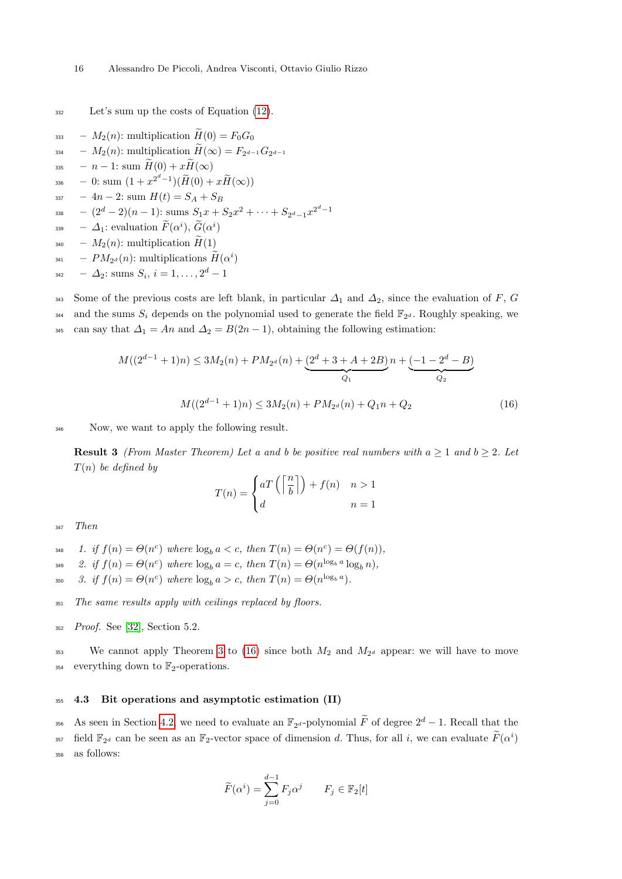Let's sum up the costs of Equation (12).

- $M_2(n)$: multiplication $\widetilde{H}(0) = F_0 G_0$
- $M_2(n)$: multiplication $\widetilde{H}(\infty) = F_{2^{d-1}} G_{2^{d-1}}$
- $n-1$: sum $\widetilde{H}(0) + x\widetilde{H}(\infty)$
- 0: sum $(1 + x^{2^d - 1})(\widetilde{H}(0) + x\widetilde{H}(\infty))$
- $4n-2$: sum $H(t) = S_A + S_B$
- $(2^d - 2)(n-1)$: sums $S_1 x + S_2 x^2 + \cdots + S_{2^d - 1} x^{2^d - 1}$
- $\Delta_1$: evaluation $\widetilde{F}(\alpha^i)$, $\widetilde{G}(\alpha^i)$
- $M_2(n)$: multiplication $\widetilde{H}(1)$
- $PM_{2^d}(n)$: multiplications $\widetilde{H}(\alpha^i)$
- $\Delta_2$: sums $S_i$, $i = 1, \ldots, 2^d - 1$

Some of the previous costs are left blank, in particular $\Delta_1$ and $\Delta_2$, since the evaluation of $F$, $G$ and the sums $S_i$ depends on the polynomial used to generate the field $\mathbb{F}_{2^d}$. Roughly speaking, we can say that $\Delta_1 = An$ and $\Delta_2 = B(2n-1)$, obtaining the following estimation:

$$M((2^{d-1}+1)n) \leq 3M_2(n) + PM_{2^d}(n) + \underbrace{(2^d + 3 + A + 2B)}_{Q_1} n + \underbrace{(-1 - 2^d - B)}_{Q_2}$$

$$M((2^{d-1}+1)n) \leq 3M_2(n) + PM_{2^d}(n) + Q_1 n + Q_2 \tag{16}$$

Now, we want to apply the following result.

**Result 3** *(From Master Theorem) Let $a$ and $b$ be positive real numbers with $a \geq 1$ and $b \geq 2$. Let $T(n)$ be defined by*

$$T(n) = \begin{cases} aT\left(\left\lceil \frac{n}{b} \right\rceil\right) + f(n) & n > 1 \\ d & n = 1 \end{cases}$$

*Then*

1. *if $f(n) = \Theta(n^c)$ where $\log_b a < c$, then $T(n) = \Theta(n^c) = \Theta(f(n))$,*
2. *if $f(n) = \Theta(n^c)$ where $\log_b a = c$, then $T(n) = \Theta(n^{\log_b a} \log_b n)$,*
3. *if $f(n) = \Theta(n^c)$ where $\log_b a > c$, then $T(n) = \Theta(n^{\log_b a})$.*

*The same results apply with ceilings replaced by floors.*

*Proof.* See [32], Section 5.2.

We cannot apply Theorem 3 to (16) since both $M_2$ and $M_{2^d}$ appear: we will have to move everything down to $\mathbb{F}_2$-operations.

### 4.3 Bit operations and asymptotic estimation (II)

As seen in Section 4.2, we need to evaluate an $\mathbb{F}_{2^d}$-polynomial $\widetilde{F}$ of degree $2^d - 1$. Recall that the field $\mathbb{F}_{2^d}$ can be seen as an $\mathbb{F}_2$-vector space of dimension $d$. Thus, for all $i$, we can evaluate $\widetilde{F}(\alpha^i)$ as follows:

$$\widetilde{F}(\alpha^i) = \sum_{j=0}^{d-1} F_j \alpha^j \qquad F_j \in \mathbb{F}_2[t]$$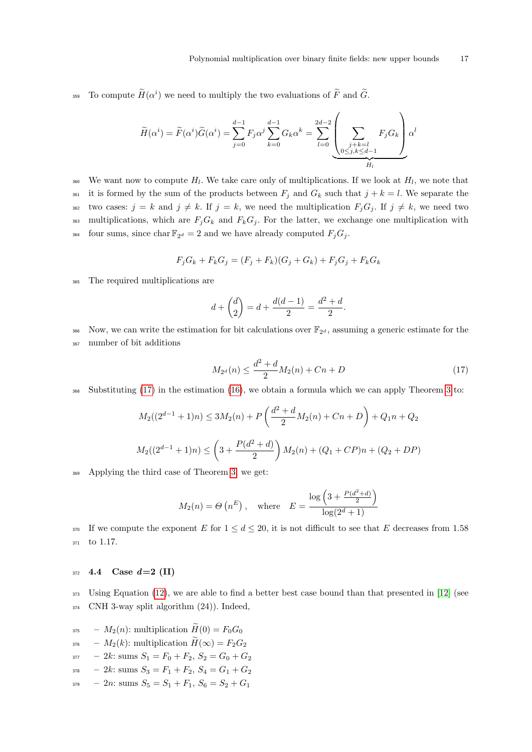To compute $\widetilde{H}(\alpha^i)$ we need to multiply the two evaluations of $\widetilde{F}$ and $\widetilde{G}$.

$$\widetilde{H}(\alpha^i) = \widetilde{F}(\alpha^i)\widetilde{G}(\alpha^i) = \sum_{j=0}^{d-1} F_j \alpha^j \sum_{k=0}^{d-1} G_k \alpha^k = \sum_{l=0}^{2d-2} \underbrace{\left( \sum_{\substack{j+k=l \\ 0 \le j,k \le d-1}} F_j G_k \right) \alpha^l}_{H_l}$$

We want now to compute $H_l$. We take care only of multiplications. If we look at $H_l$, we note that it is formed by the sum of the products between $F_j$ and $G_k$ such that $j + k = l$. We separate the two cases: $j = k$ and $j \ne k$. If $j = k$, we need the multiplication $F_j G_j$. If $j \ne k$, we need two multiplications, which are $F_j G_k$ and $F_k G_j$. For the latter, we exchange one multiplication with four sums, since $\operatorname{char} \mathbb{F}_{2^d} = 2$ and we have already computed $F_j G_j$.

$$F_j G_k + F_k G_j = (F_j + F_k)(G_j + G_k) + F_j G_j + F_k G_k$$

The required multiplications are

$$d + \binom{d}{2} = d + \frac{d(d-1)}{2} = \frac{d^2 + d}{2}.$$

Now, we can write the estimation for bit calculations over $\mathbb{F}_{2^d}$, assuming a generic estimate for the number of bit additions

$$M_{2^d}(n) \le \frac{d^2 + d}{2} M_2(n) + Cn + D \tag{17}$$

Substituting (17) in the estimation (16), we obtain a formula which we can apply Theorem 3 to:

$$M_2((2^{d-1}+1)n) \le 3M_2(n) + P\left( \frac{d^2+d}{2} M_2(n) + Cn + D \right) + Q_1 n + Q_2$$

$$M_2((2^{d-1}+1)n) \le \left( 3 + \frac{P(d^2+d)}{2} \right) M_2(n) + (Q_1 + CP)n + (Q_2 + DP)$$

Applying the third case of Theorem 3, we get:

$$M_2(n) = \Theta\left(n^E\right), \quad \text{where} \quad E = \frac{\log\left(3 + \frac{P(d^2+d)}{2}\right)}{\log(2^d + 1)}$$

If we compute the exponent $E$ for $1 \le d \le 20$, it is not difficult to see that $E$ decreases from 1.58 to 1.17.

### 4.4 Case $d$=2 (II)

Using Equation (12), we are able to find a better best case bound than that presented in [12] (see CNH 3-way split algorithm (24)). Indeed,

- $M_2(n)$: multiplication $\widetilde{H}(0) = F_0 G_0$
- $M_2(k)$: multiplication $\widetilde{H}(\infty) = F_2 G_2$
- $2k$: sums $S_1 = F_0 + F_2$, $S_2 = G_0 + G_2$
- $2k$: sums $S_3 = F_1 + F_2$, $S_4 = G_1 + G_2$
- $2n$: sums $S_5 = S_1 + F_1$, $S_6 = S_2 + G_1$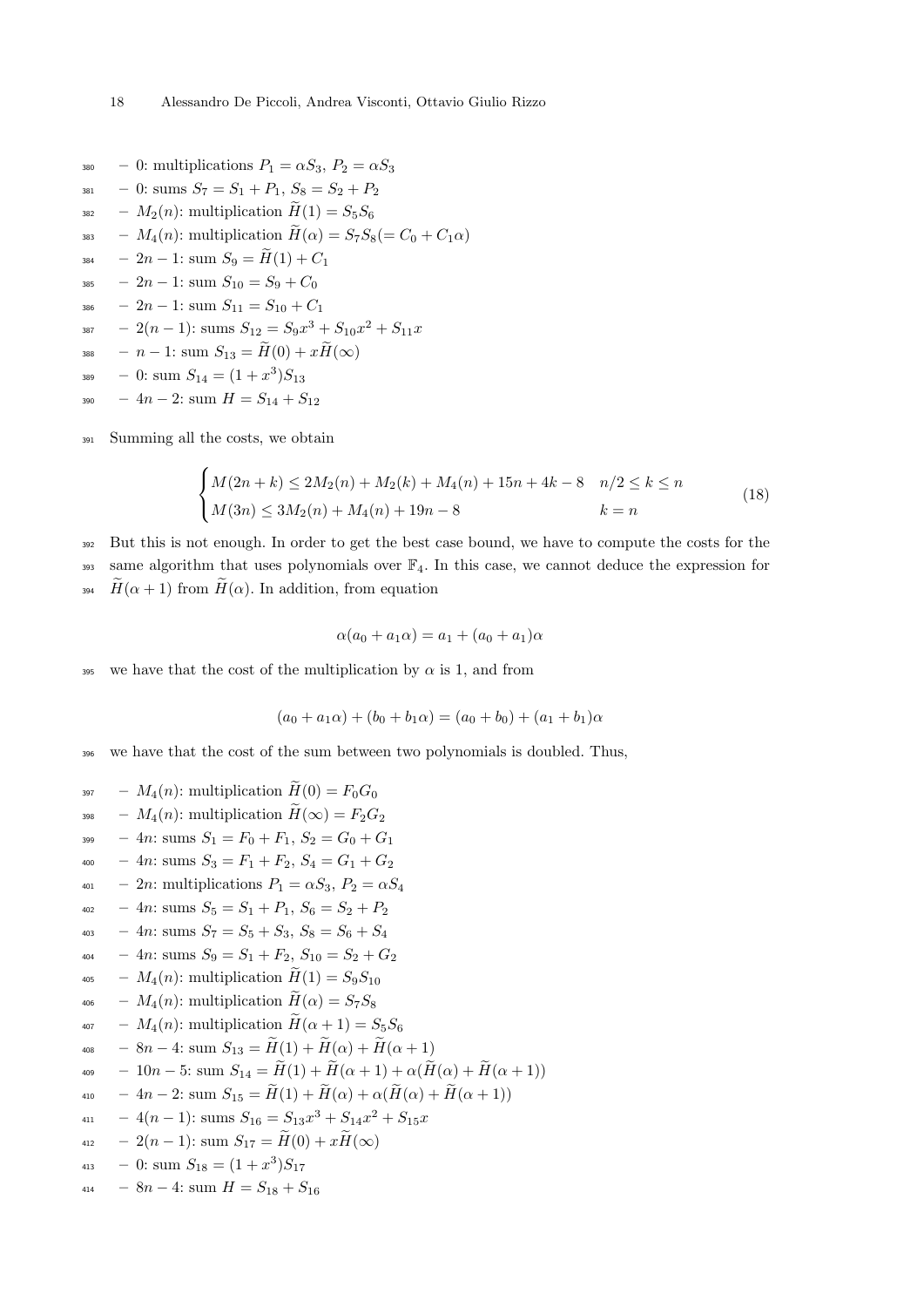- 0: multiplications $P_1 = \alpha S_3$, $P_2 = \alpha S_3$
- 0: sums $S_7 = S_1 + P_1$, $S_8 = S_2 + P_2$
- $M_2(n)$: multiplication $\widetilde{H}(1) = S_5 S_6$
- $M_4(n)$: multiplication $\widetilde{H}(\alpha) = S_7 S_8 (= C_0 + C_1\alpha)$
- $2n-1$: sum $S_9 = \widetilde{H}(1) + C_1$
- $2n-1$: sum $S_{10} = S_9 + C_0$
- $2n-1$: sum $S_{11} = S_{10} + C_1$
- $2(n-1)$: sums $S_{12} = S_9 x^3 + S_{10} x^2 + S_{11} x$
- $n-1$: sum $S_{13} = \widetilde{H}(0) + x\widetilde{H}(\infty)$
- 0: sum $S_{14} = (1 + x^3) S_{13}$
- $4n-2$: sum $H = S_{14} + S_{12}$

Summing all the costs, we obtain

$$
\begin{cases}
M(2n+k) \leq 2M_2(n) + M_2(k) + M_4(n) + 15n + 4k - 8 & n/2 \leq k \leq n \\
M(3n) \leq 3M_2(n) + M_4(n) + 19n - 8 & k = n
\end{cases}
\tag{18}
$$

But this is not enough. In order to get the best case bound, we have to compute the costs for the same algorithm that uses polynomials over $\mathbb{F}_4$. In this case, we cannot deduce the expression for $\widetilde{H}(\alpha+1)$ from $\widetilde{H}(\alpha)$. In addition, from equation

$$
\alpha(a_0 + a_1\alpha) = a_1 + (a_0 + a_1)\alpha
$$

we have that the cost of the multiplication by $\alpha$ is 1, and from

$$
(a_0 + a_1\alpha) + (b_0 + b_1\alpha) = (a_0 + b_0) + (a_1 + b_1)\alpha
$$

we have that the cost of the sum between two polynomials is doubled. Thus,

- $M_4(n)$: multiplication $\widetilde{H}(0) = F_0 G_0$
- $M_4(n)$: multiplication $\widetilde{H}(\infty) = F_2 G_2$
- $4n$: sums $S_1 = F_0 + F_1$, $S_2 = G_0 + G_1$
- $4n$: sums $S_3 = F_1 + F_2$, $S_4 = G_1 + G_2$
- $2n$: multiplications $P_1 = \alpha S_3$, $P_2 = \alpha S_4$
- $4n$: sums $S_5 = S_1 + P_1$, $S_6 = S_2 + P_2$
- $4n$: sums $S_7 = S_5 + S_3$, $S_8 = S_6 + S_4$
- $4n$: sums $S_9 = S_1 + F_2$, $S_{10} = S_2 + G_2$
- $M_4(n)$: multiplication $\widetilde{H}(1) = S_9 S_{10}$
- $M_4(n)$: multiplication $\widetilde{H}(\alpha) = S_7 S_8$
- $M_4(n)$: multiplication $\widetilde{H}(\alpha+1) = S_5 S_6$
- $8n-4$: sum $S_{13} = \widetilde{H}(1) + \widetilde{H}(\alpha) + \widetilde{H}(\alpha+1)$
- $10n-5$: sum $S_{14} = \widetilde{H}(1) + \widetilde{H}(\alpha+1) + \alpha(\widetilde{H}(\alpha) + \widetilde{H}(\alpha+1))$
- $4n-2$: sum $S_{15} = \widetilde{H}(1) + \widetilde{H}(\alpha) + \alpha(\widetilde{H}(\alpha) + \widetilde{H}(\alpha+1))$
- $4(n-1)$: sums $S_{16} = S_{13} x^3 + S_{14} x^2 + S_{15} x$
- $2(n-1)$: sum $S_{17} = \widetilde{H}(0) + x\widetilde{H}(\infty)$
- 0: sum $S_{18} = (1 + x^3) S_{17}$
- $8n-4$: sum $H = S_{18} + S_{16}$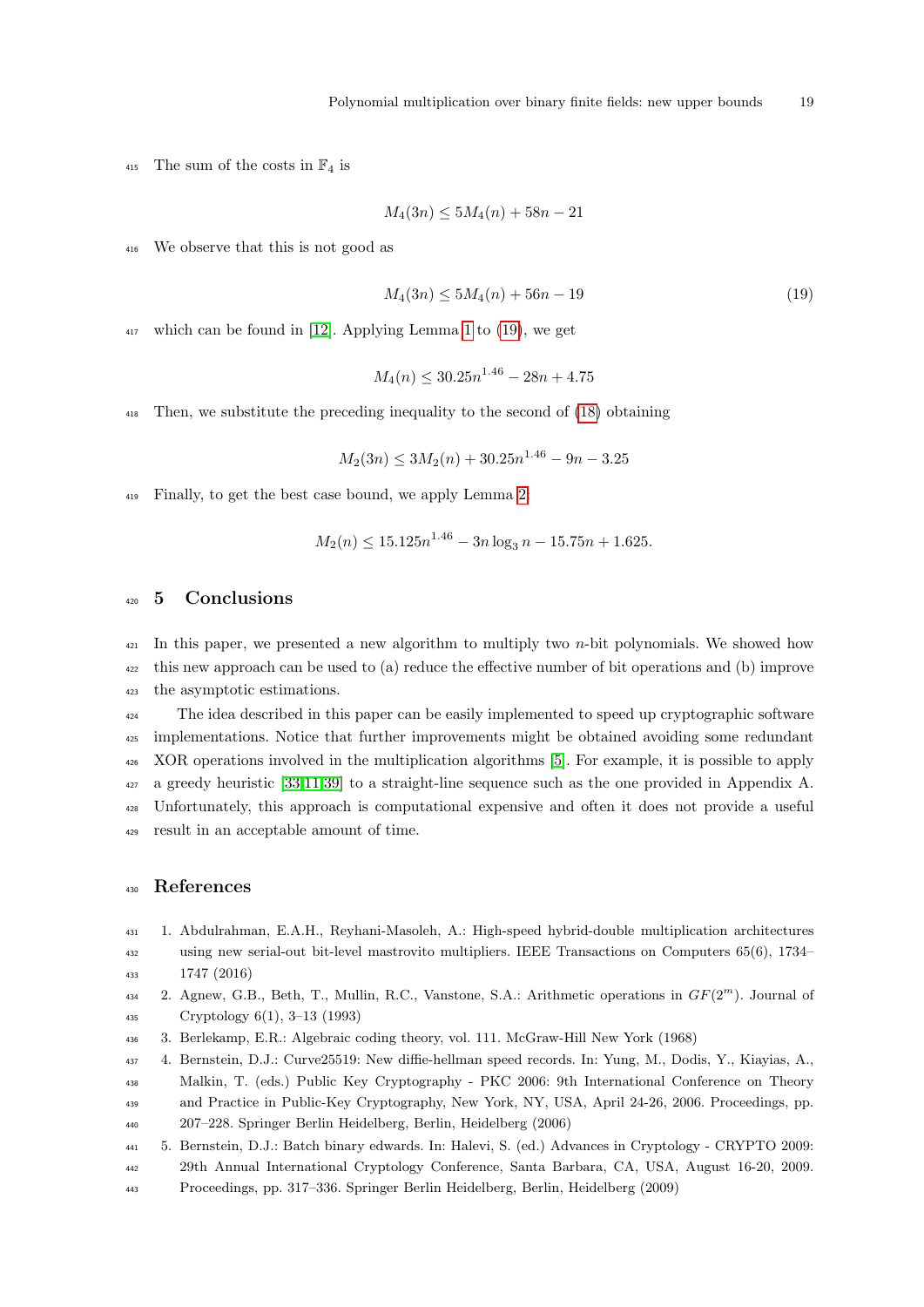The sum of the costs in $\mathbb{F}_4$ is

$$M_4(3n) \leq 5M_4(n) + 58n - 21$$

We observe that this is not good as

$$M_4(3n) \leq 5M_4(n) + 56n - 19 \tag{19}$$

which can be found in [12]. Applying Lemma 1 to (19), we get

$$M_4(n) \leq 30.25n^{1.46} - 28n + 4.75$$

Then, we substitute the preceding inequality to the second of (18) obtaining

$$M_2(3n) \leq 3M_2(n) + 30.25n^{1.46} - 9n - 3.25$$

Finally, to get the best case bound, we apply Lemma 2:

$$M_2(n) \leq 15.125n^{1.46} - 3n \log_3 n - 15.75n + 1.625.$$

## 5 Conclusions

In this paper, we presented a new algorithm to multiply two $n$-bit polynomials. We showed how this new approach can be used to (a) reduce the effective number of bit operations and (b) improve the asymptotic estimations.

The idea described in this paper can be easily implemented to speed up cryptographic software implementations. Notice that further improvements might be obtained avoiding some redundant XOR operations involved in the multiplication algorithms [5]. For example, it is possible to apply a greedy heuristic [33,11,39] to a straight-line sequence such as the one provided in Appendix A. Unfortunately, this approach is computational expensive and often it does not provide a useful result in an acceptable amount of time.

## References

1. Abdulrahman, E.A.H., Reyhani-Masoleh, A.: High-speed hybrid-double multiplication architectures using new serial-out bit-level mastrovito multipliers. IEEE Transactions on Computers 65(6), 1734–1747 (2016)
2. Agnew, G.B., Beth, T., Mullin, R.C., Vanstone, S.A.: Arithmetic operations in $GF(2^m)$. Journal of Cryptology 6(1), 3–13 (1993)
3. Berlekamp, E.R.: Algebraic coding theory, vol. 111. McGraw-Hill New York (1968)
4. Bernstein, D.J.: Curve25519: New diffie-hellman speed records. In: Yung, M., Dodis, Y., Kiayias, A., Malkin, T. (eds.) Public Key Cryptography - PKC 2006: 9th International Conference on Theory and Practice in Public-Key Cryptography, New York, NY, USA, April 24-26, 2006. Proceedings, pp. 207–228. Springer Berlin Heidelberg, Berlin, Heidelberg (2006)
5. Bernstein, D.J.: Batch binary edwards. In: Halevi, S. (ed.) Advances in Cryptology - CRYPTO 2009: 29th Annual International Cryptology Conference, Santa Barbara, CA, USA, August 16-20, 2009. Proceedings, pp. 317–336. Springer Berlin Heidelberg, Berlin, Heidelberg (2009)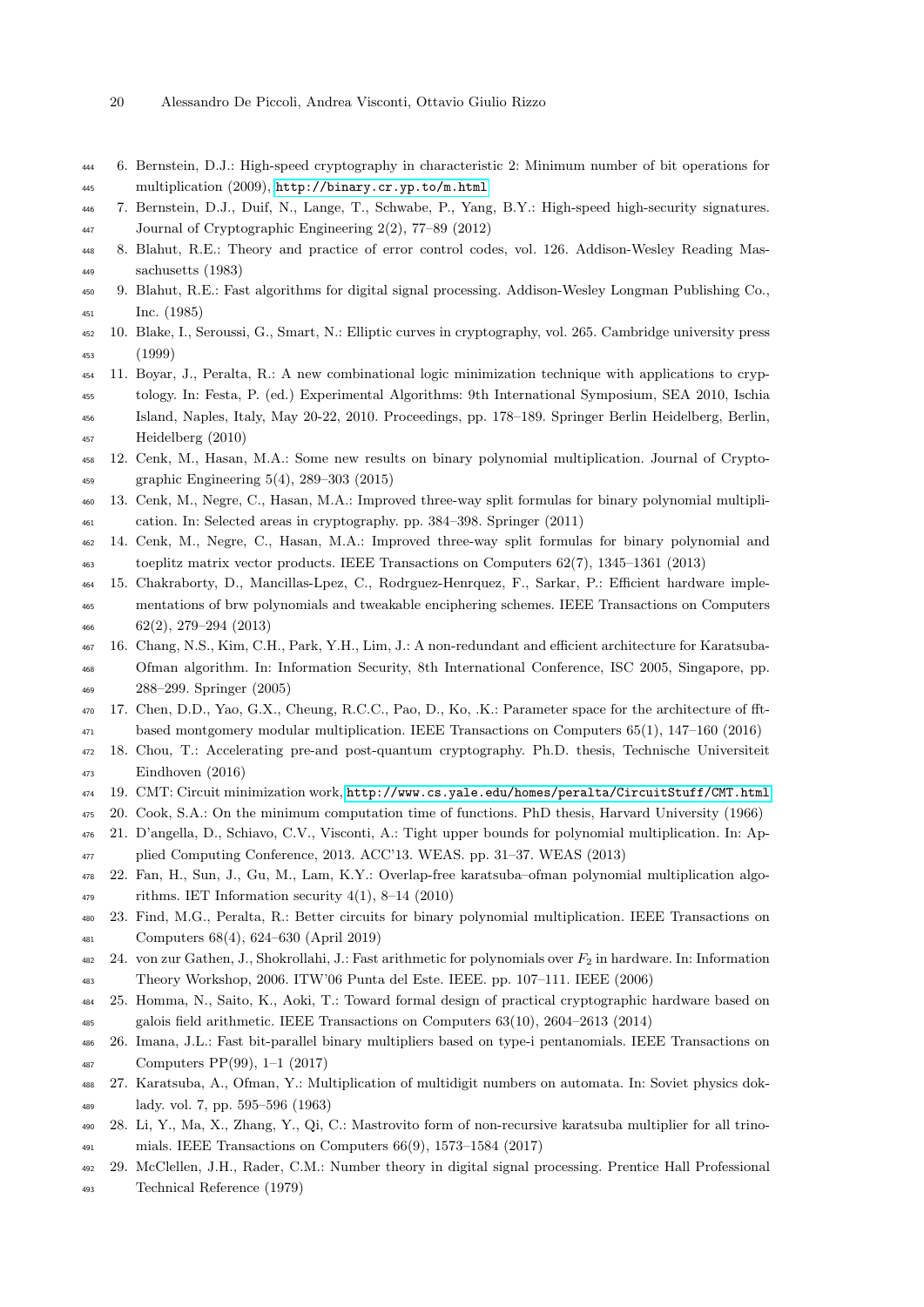6. Bernstein, D.J.: High-speed cryptography in characteristic 2: Minimum number of bit operations for multiplication (2009), http://binary.cr.yp.to/m.html
7. Bernstein, D.J., Duif, N., Lange, T., Schwabe, P., Yang, B.Y.: High-speed high-security signatures. Journal of Cryptographic Engineering 2(2), 77–89 (2012)
8. Blahut, R.E.: Theory and practice of error control codes, vol. 126. Addison-Wesley Reading Massachusetts (1983)
9. Blahut, R.E.: Fast algorithms for digital signal processing. Addison-Wesley Longman Publishing Co., Inc. (1985)
10. Blake, I., Seroussi, G., Smart, N.: Elliptic curves in cryptography, vol. 265. Cambridge university press (1999)
11. Boyar, J., Peralta, R.: A new combinational logic minimization technique with applications to cryptology. In: Festa, P. (ed.) Experimental Algorithms: 9th International Symposium, SEA 2010, Ischia Island, Naples, Italy, May 20-22, 2010. Proceedings, pp. 178–189. Springer Berlin Heidelberg, Berlin, Heidelberg (2010)
12. Cenk, M., Hasan, M.A.: Some new results on binary polynomial multiplication. Journal of Cryptographic Engineering 5(4), 289–303 (2015)
13. Cenk, M., Negre, C., Hasan, M.A.: Improved three-way split formulas for binary polynomial multiplication. In: Selected areas in cryptography. pp. 384–398. Springer (2011)
14. Cenk, M., Negre, C., Hasan, M.A.: Improved three-way split formulas for binary polynomial and toeplitz matrix vector products. IEEE Transactions on Computers 62(7), 1345–1361 (2013)
15. Chakraborty, D., Mancillas-Lpez, C., Rodrguez-Henrquez, F., Sarkar, P.: Efficient hardware implementations of brw polynomials and tweakable enciphering schemes. IEEE Transactions on Computers 62(2), 279–294 (2013)
16. Chang, N.S., Kim, C.H., Park, Y.H., Lim, J.: A non-redundant and efficient architecture for Karatsuba-Ofman algorithm. In: Information Security, 8th International Conference, ISC 2005, Singapore, pp. 288–299. Springer (2005)
17. Chen, D.D., Yao, G.X., Cheung, R.C.C., Pao, D., Ko, .K.: Parameter space for the architecture of fft-based montgomery modular multiplication. IEEE Transactions on Computers 65(1), 147–160 (2016)
18. Chou, T.: Accelerating pre-and post-quantum cryptography. Ph.D. thesis, Technische Universiteit Eindhoven (2016)
19. CMT: Circuit minimization work, http://www.cs.yale.edu/homes/peralta/CircuitStuff/CMT.html
20. Cook, S.A.: On the minimum computation time of functions. PhD thesis, Harvard University (1966)
21. D'angella, D., Schiavo, C.V., Visconti, A.: Tight upper bounds for polynomial multiplication. In: Applied Computing Conference, 2013. ACC'13. WEAS. pp. 31–37. WEAS (2013)
22. Fan, H., Sun, J., Gu, M., Lam, K.Y.: Overlap-free karatsuba–ofman polynomial multiplication algorithms. IET Information security 4(1), 8–14 (2010)
23. Find, M.G., Peralta, R.: Better circuits for binary polynomial multiplication. IEEE Transactions on Computers 68(4), 624–630 (April 2019)
24. von zur Gathen, J., Shokrollahi, J.: Fast arithmetic for polynomials over $F_2$ in hardware. In: Information Theory Workshop, 2006. ITW'06 Punta del Este. IEEE. pp. 107–111. IEEE (2006)
25. Homma, N., Saito, K., Aoki, T.: Toward formal design of practical cryptographic hardware based on galois field arithmetic. IEEE Transactions on Computers 63(10), 2604–2613 (2014)
26. Imana, J.L.: Fast bit-parallel binary multipliers based on type-i pentanomials. IEEE Transactions on Computers PP(99), 1–1 (2017)
27. Karatsuba, A., Ofman, Y.: Multiplication of multidigit numbers on automata. In: Soviet physics doklady. vol. 7, pp. 595–596 (1963)
28. Li, Y., Ma, X., Zhang, Y., Qi, C.: Mastrovito form of non-recursive karatsuba multiplier for all trinomials. IEEE Transactions on Computers 66(9), 1573–1584 (2017)
29. McClellen, J.H., Rader, C.M.: Number theory in digital signal processing. Prentice Hall Professional Technical Reference (1979)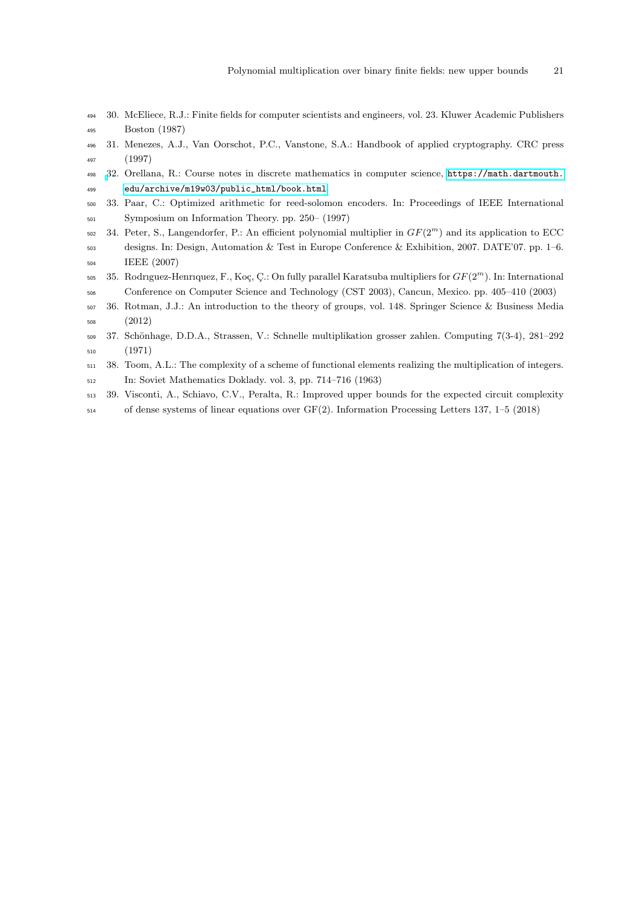30. McEliece, R.J.: Finite fields for computer scientists and engineers, vol. 23. Kluwer Academic Publishers Boston (1987)
31. Menezes, A.J., Van Oorschot, P.C., Vanstone, S.A.: Handbook of applied cryptography. CRC press (1997)
32. Orellana, R.: Course notes in discrete mathematics in computer science, https://math.dartmouth.edu/archive/m19w03/public_html/book.html
33. Paar, C.: Optimized arithmetic for reed-solomon encoders. In: Proceedings of IEEE International Symposium on Information Theory. pp. 250– (1997)
34. Peter, S., Langendorfer, P.: An efficient polynomial multiplier in $GF(2^m)$ and its application to ECC designs. In: Design, Automation & Test in Europe Conference & Exhibition, 2007. DATE'07. pp. 1–6. IEEE (2007)
35. Rodrıguez-Henrıquez, F., Koç, Ç.: On fully parallel Karatsuba multipliers for $GF(2^m)$. In: International Conference on Computer Science and Technology (CST 2003), Cancun, Mexico. pp. 405–410 (2003)
36. Rotman, J.J.: An introduction to the theory of groups, vol. 148. Springer Science & Business Media (2012)
37. Schönhage, D.D.A., Strassen, V.: Schnelle multiplikation grosser zahlen. Computing 7(3-4), 281–292 (1971)
38. Toom, A.L.: The complexity of a scheme of functional elements realizing the multiplication of integers. In: Soviet Mathematics Doklady. vol. 3, pp. 714–716 (1963)
39. Visconti, A., Schiavo, C.V., Peralta, R.: Improved upper bounds for the expected circuit complexity of dense systems of linear equations over GF(2). Information Processing Letters 137, 1–5 (2018)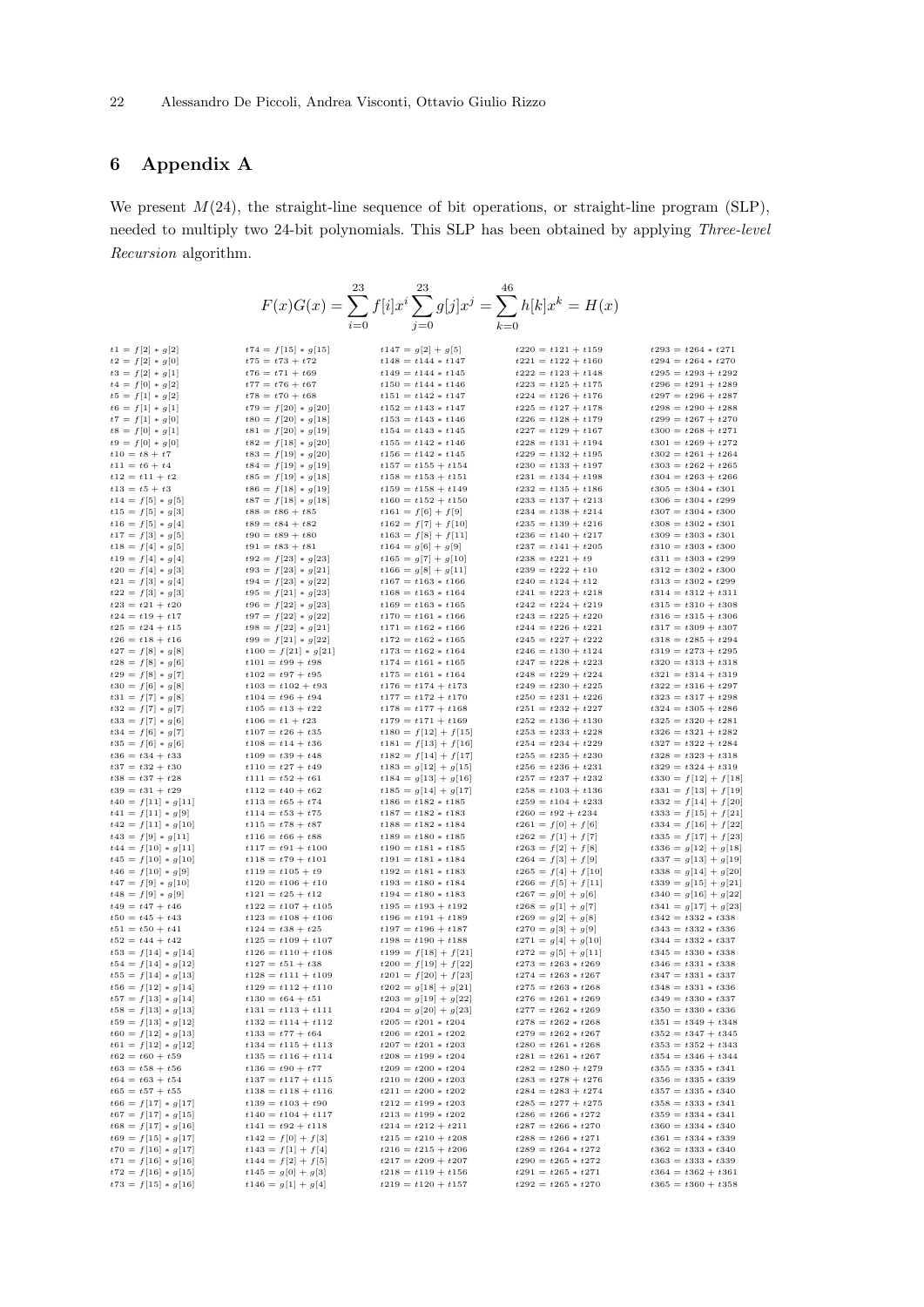# 6 Appendix A

We present $M(24)$, the straight-line sequence of bit operations, or straight-line program (SLP), needed to multiply two 24-bit polynomials. This SLP has been obtained by applying *Three-level Recursion* algorithm.

$$F(x)G(x) = \sum_{i=0}^{23} f[i]x^i \sum_{j=0}^{23} g[j]x^j = \sum_{k=0}^{46} h[k]x^k = H(x)$$

```
t1 = f[2] * g[2]
t2 = f[2] * g[0]
t3 = f[2] * g[1]
t4 = f[0] * g[2]
t5 = f[1] * g[2]
t6 = f[1] * g[1]
t7 = f[1] * g[0]
t8 = f[0] * g[1]
t9 = f[0] * g[0]
t10 = t8 + t7
t11 = t6 + t4
t12 = t11 + t2
t13 = t5 + t3
t14 = f[5] * g[5]
t15 = f[5] * g[3]
t16 = f[5] * g[4]
t17 = f[3] * g[5]
t18 = f[4] * g[5]
t19 = f[4] * g[4]
t20 = f[4] * g[3]
t21 = f[3] * g[4]
t22 = f[3] * g[3]
t23 = t21 + t20
t24 = t19 + t17
t25 = t24 + t15
t26 = t18 + t16
t27 = f[8] * g[8]
t28 = f[8] * g[6]
t29 = f[8] * g[7]
t30 = f[6] * g[8]
t31 = f[7] * g[8]
t32 = f[7] * g[7]
t33 = f[7] * g[6]
t34 = f[6] * g[7]
t35 = f[6] * g[6]
t36 = t34 + t33
t37 = t32 + t30
t38 = t37 + t28
t39 = t31 + t29
t40 = f[11] * g[11]
t41 = f[11] * g[9]
t42 = f[11] * g[10]
t43 = f[9] * g[11]
t44 = f[10] * g[11]
t45 = f[10] * g[10]
t46 = f[10] * g[9]
t47 = f[9] * g[10]
t48 = f[9] * g[9]
t49 = t47 + t46
t50 = t45 + t43
t51 = t50 + t41
t52 = t44 + t42
t53 = f[14] * g[14]
t54 = f[14] * g[12]
t55 = f[14] * g[13]
t56 = f[12] * g[14]
t57 = f[13] * g[14]
t58 = f[13] * g[13]
t59 = f[13] * g[12]
t60 = f[12] * g[13]
t61 = f[12] * g[12]
t62 = t60 + t59
t63 = t58 + t56
t64 = t63 + t54
t65 = t57 + t55
t66 = f[17] * g[17]
t67 = f[17] * g[15]
t68 = f[17] * g[16]
t69 = f[15] * g[17]
t70 = f[16] * g[17]
t71 = f[16] * g[16]
t72 = f[16] * g[15]
t73 = f[15] * g[16]
t74 = f[15] * g[15]
t75 = t73 + t72
t76 = t71 + t69
t77 = t76 + t67
t78 = t70 + t68
t79 = f[20] * g[20]
t80 = f[20] * g[18]
t81 = f[20] * g[19]
t82 = f[18] * g[20]
t83 = f[19] * g[20]
t84 = f[19] * g[19]
t85 = f[19] * g[18]
t86 = f[18] * g[19]
t87 = f[18] * g[18]
t88 = t86 + t85
t89 = t84 + t82
t90 = t89 + t80
t91 = t83 + t81
t92 = f[23] * g[23]
t93 = f[23] * g[21]
t94 = f[23] * g[22]
t95 = f[21] * g[23]
t96 = f[22] * g[23]
t97 = f[22] * g[22]
t98 = f[22] * g[21]
t99 = f[21] * g[22]
t100 = f[21] * g[21]
t101 = t99 + t98
t102 = t97 + t95
t103 = t102 + t93
t104 = t96 + t94
t105 = t13 + t22
t106 = t1 + t23
t107 = t26 + t35
t108 = t14 + t36
t109 = t39 + t48
t110 = t27 + t49
t111 = t52 + t61
t112 = t40 + t62
t113 = t65 + t74
t114 = t53 + t75
t115 = t78 + t87
t116 = t66 + t88
t117 = t91 + t100
t118 = t79 + t101
t119 = t105 + t9
t120 = t106 + t10
t121 = t25 + t12
t122 = t107 + t105
t123 = t108 + t106
t124 = t38 + t25
t125 = t109 + t107
t126 = t110 + t108
t127 = t51 + t38
t128 = t111 + t109
t129 = t112 + t110
t130 = t64 + t51
t131 = t113 + t111
t132 = t114 + t112
t133 = t77 + t64
t134 = t115 + t113
t135 = t116 + t114
t136 = t90 + t77
t137 = t117 + t115
t138 = t118 + t116
t139 = t103 + t90
t140 = t104 + t117
t141 = t92 + t118
t142 = f[0] + f[3]
t143 = f[1] + f[4]
t144 = f[2] + f[5]
t145 = g[0] + g[3]
t146 = g[1] + g[4]
t147 = g[2] + g[5]
t148 = t144 * t147
t149 = t144 * t145
t150 = t144 * t146
t151 = t142 * t147
t152 = t143 * t147
t153 = t143 * t146
t154 = t143 * t145
t155 = t142 * t146
t156 = t142 * t145
t157 = t155 + t154
t158 = t153 + t151
t159 = t158 + t149
t160 = t152 + t150
t161 = f[6] + f[9]
t162 = f[7] + f[10]
t163 = f[8] + f[11]
t164 = g[6] + g[9]
t165 = g[7] + g[10]
t166 = g[8] + g[11]
t167 = t163 * t166
t168 = t163 * t164
t169 = t163 * t165
t170 = t161 * t166
t171 = t162 * t166
t172 = t162 * t165
t173 = t162 * t164
t174 = t161 * t165
t175 = t161 * t164
t176 = t174 + t173
t177 = t172 + t170
t178 = t177 + t168
t179 = t171 + t169
t180 = f[12] + f[15]
t181 = f[13] + f[16]
t182 = f[14] + f[17]
t183 = g[12] + g[15]
t184 = g[13] + g[16]
t185 = g[14] + g[17]
t186 = t182 * t185
t187 = t182 * t183
t188 = t182 * t184
t189 = t180 * t185
t190 = t181 * t185
t191 = t181 * t184
t192 = t181 * t183
t193 = t180 * t184
t194 = t180 * t183
t195 = t193 + t192
t196 = t191 + t189
t197 = t196 + t187
t198 = t190 + t188
t199 = f[18] + f[21]
t200 = f[19] + f[22]
t201 = f[20] + f[23]
t202 = g[18] + g[21]
t203 = g[19] + g[22]
t204 = g[20] + g[23]
t205 = t201 * t204
t206 = t201 * t202
t207 = t201 * t203
t208 = t199 * t204
t209 = t200 * t204
t210 = t200 * t203
t211 = t200 * t202
t212 = t199 * t203
t213 = t199 * t202
t214 = t212 + t211
t215 = t210 + t208
t216 = t215 + t206
t217 = t209 + t207
t218 = t119 + t156
t219 = t120 + t157
t220 = t121 + t159
t221 = t122 + t160
t222 = t123 + t148
t223 = t125 + t175
t224 = t126 + t176
t225 = t127 + t178
t226 = t128 + t179
t227 = t129 + t167
t228 = t131 + t194
t229 = t132 + t195
t230 = t133 + t197
t231 = t134 + t198
t232 = t135 + t186
t233 = t137 + t213
t234 = t138 + t214
t235 = t139 + t216
t236 = t140 + t217
t237 = t141 + t205
t238 = t221 + t9
t239 = t222 + t10
t240 = t124 + t12
t241 = t223 + t218
t242 = t224 + t219
t243 = t225 + t220
t244 = t226 + t221
t245 = t227 + t222
t246 = t130 + t124
t247 = t228 + t223
t248 = t229 + t224
t249 = t230 + t225
t250 = t231 + t226
t251 = t232 + t227
t252 = t136 + t130
t253 = t233 + t228
t254 = t234 + t229
t255 = t235 + t230
t256 = t236 + t231
t257 = t237 + t232
t258 = t103 + t136
t259 = t104 + t233
t260 = t92 + t234
t261 = f[0] + f[6]
t262 = f[1] + f[7]
t263 = f[2] + f[8]
t264 = f[3] + f[9]
t265 = f[4] + f[10]
t266 = f[5] + f[11]
t267 = g[0] + g[6]
t268 = g[1] + g[7]
t269 = g[2] + g[8]
t270 = g[3] + g[9]
t271 = g[4] + g[10]
t272 = g[5] + g[11]
t273 = t263 * t269
t274 = t263 * t267
t275 = t263 * t268
t276 = t261 * t269
t277 = t262 * t269
t278 = t262 * t268
t279 = t262 * t267
t280 = t261 * t268
t281 = t261 * t267
t282 = t280 + t279
t283 = t278 + t276
t284 = t283 + t274
t285 = t277 + t275
t286 = t266 * t272
t287 = t266 * t270
t288 = t266 * t271
t289 = t264 * t272
t290 = t265 * t272
t291 = t265 * t271
t292 = t265 * t270
t293 = t264 * t271
t294 = t264 * t270
t295 = t293 + t292
t296 = t291 + t289
t297 = t296 + t287
t298 = t290 + t288
t299 = t267 + t270
t300 = t268 + t271
t301 = t269 + t272
t302 = t261 + t264
t303 = t262 + t265
t304 = t263 + t266
t305 = t304 * t301
t306 = t304 * t299
t307 = t304 * t300
t308 = t302 * t301
t309 = t303 * t301
t310 = t303 * t300
t311 = t303 * t299
t312 = t302 * t300
t313 = t302 * t299
t314 = t312 + t311
t315 = t310 + t308
t316 = t315 + t306
t317 = t309 + t307
t318 = t285 + t294
t319 = t273 + t295
t320 = t313 + t318
t321 = t314 + t319
t322 = t316 + t297
t323 = t317 + t298
t324 = t305 + t286
t325 = t320 + t281
t326 = t321 + t282
t327 = t322 + t284
t328 = t323 + t318
t329 = t324 + t319
t330 = f[12] + f[18]
t331 = f[13] + f[19]
t332 = f[14] + f[20]
t333 = f[15] + f[21]
t334 = f[16] + f[22]
t335 = f[17] + f[23]
t336 = g[12] + g[18]
t337 = g[13] + g[19]
t338 = g[14] + g[20]
t339 = g[15] + g[21]
t340 = g[16] + g[22]
t341 = g[17] + g[23]
t342 = t332 * t338
t343 = t332 * t336
t344 = t332 * t337
t345 = t330 * t338
t346 = t331 * t338
t347 = t331 * t337
t348 = t331 * t336
t349 = t330 * t337
t350 = t330 * t336
t351 = t349 + t348
t352 = t347 + t345
t353 = t352 + t343
t354 = t346 + t344
t355 = t335 * t341
t356 = t335 * t339
t357 = t335 * t340
t358 = t333 * t341
t359 = t334 * t341
t360 = t334 * t340
t361 = t334 * t339
t362 = t333 * t340
t363 = t333 * t339
t364 = t362 + t361
t365 = t360 + t358
```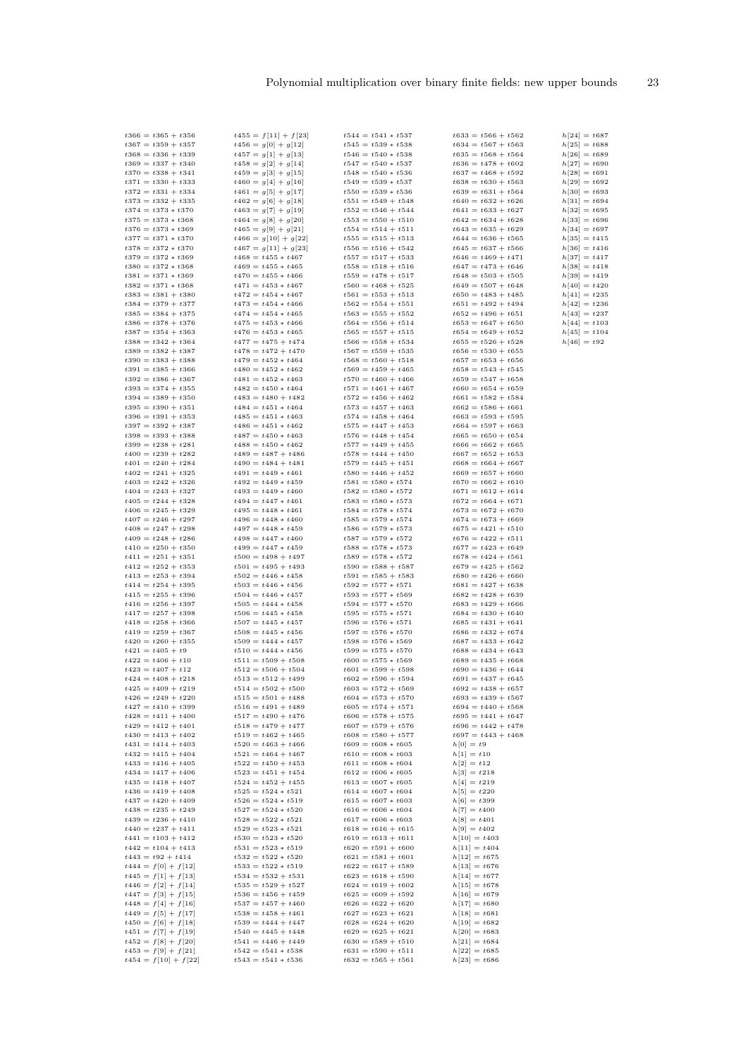$t366 = t365 + t356$
$t367 = t359 + t357$
$t368 = t336 + t339$
$t369 = t337 + t340$
$t370 = t338 + t341$
$t371 = t330 + t333$
$t372 = t331 + t334$
$t373 = t332 + t335$
$t374 = t373 * t370$
$t375 = t373 * t368$
$t376 = t373 * t369$
$t377 = t371 * t370$
$t378 = t372 * t370$
$t379 = t372 * t369$
$t380 = t372 * t368$
$t381 = t371 * t369$
$t382 = t371 * t368$
$t383 = t381 + t380$
$t384 = t379 + t377$
$t385 = t384 + t375$
$t386 = t378 + t376$
$t387 = t354 + t363$
$t388 = t342 + t364$
$t389 = t382 + t387$
$t390 = t383 + t388$
$t391 = t385 + t366$
$t392 = t386 + t367$
$t393 = t374 + t355$
$t394 = t389 + t350$
$t395 = t390 + t351$
$t396 = t391 + t353$
$t397 = t392 + t387$
$t398 = t393 + t388$
$t399 = t238 + t281$
$t400 = t239 + t282$
$t401 = t240 + t284$
$t402 = t241 + t325$
$t403 = t242 + t326$
$t404 = t243 + t327$
$t405 = t244 + t328$
$t406 = t245 + t329$
$t407 = t246 + t297$
$t408 = t247 + t298$
$t409 = t248 + t286$
$t410 = t250 + t350$
$t411 = t251 + t351$
$t412 = t252 + t353$
$t413 = t253 + t394$
$t414 = t254 + t395$
$t415 = t255 + t396$
$t416 = t256 + t397$
$t417 = t257 + t398$
$t418 = t258 + t366$
$t419 = t259 + t367$
$t420 = t260 + t355$
$t421 = t405 + t9$
$t422 = t406 + t10$
$t423 = t407 + t12$
$t424 = t408 + t218$
$t425 = t409 + t219$
$t426 = t249 + t220$
$t427 = t410 + t399$
$t428 = t411 + t400$
$t429 = t412 + t401$
$t430 = t413 + t402$
$t431 = t414 + t403$
$t432 = t415 + t404$
$t433 = t416 + t405$
$t434 = t417 + t406$
$t435 = t418 + t407$
$t436 = t419 + t408$
$t437 = t420 + t409$
$t438 = t235 + t249$
$t439 = t236 + t410$
$t440 = t237 + t411$
$t441 = t103 + t412$
$t442 = t104 + t413$
$t443 = t92 + t414$
$t444 = f[0] + f[12]$
$t445 = f[1] + f[13]$
$t446 = f[2] + f[14]$
$t447 = f[3] + f[15]$
$t448 = f[4] + f[16]$
$t449 = f[5] + f[17]$
$t450 = f[6] + f[18]$
$t451 = f[7] + f[19]$
$t452 = f[8] + f[20]$
$t453 = f[9] + f[21]$
$t454 = f[10] + f[22]$
$t455 = f[11] + f[23]$
$t456 = g[0] + g[12]$
$t457 = g[1] + g[13]$
$t458 = g[2] + g[14]$
$t459 = g[3] + g[15]$
$t460 = g[4] + g[16]$
$t461 = g[5] + g[17]$
$t462 = g[6] + g[18]$
$t463 = g[7] + g[19]$
$t464 = g[8] + g[20]$
$t465 = g[9] + g[21]$
$t466 = g[10] + g[22]$
$t467 = g[11] + g[23]$
$t468 = t455 * t467$
$t469 = t455 * t465$
$t470 = t455 * t466$
$t471 = t453 * t467$
$t472 = t454 * t467$
$t473 = t454 * t466$
$t474 = t454 * t465$
$t475 = t453 * t466$
$t476 = t453 * t465$
$t477 = t475 + t474$
$t478 = t472 + t470$
$t479 = t452 * t464$
$t480 = t452 * t462$
$t481 = t452 * t463$
$t482 = t450 * t464$
$t483 = t480 + t482$
$t484 = t451 * t464$
$t485 = t451 * t463$
$t486 = t451 * t462$
$t487 = t450 * t463$
$t488 = t450 * t462$
$t489 = t487 + t486$
$t490 = t484 + t481$
$t491 = t449 * t461$
$t492 = t449 * t459$
$t493 = t449 * t460$
$t494 = t447 * t461$
$t495 = t448 * t461$
$t496 = t448 * t460$
$t497 = t448 * t459$
$t498 = t447 * t460$
$t499 = t447 * t459$
$t500 = t498 + t497$
$t501 = t495 + t493$
$t502 = t446 * t458$
$t503 = t446 * t456$
$t504 = t446 * t457$
$t505 = t444 * t458$
$t506 = t445 * t458$
$t507 = t445 * t457$
$t508 = t445 * t456$
$t509 = t444 * t457$
$t510 = t444 * t456$
$t511 = t509 + t508$
$t512 = t506 + t504$
$t513 = t512 + t499$
$t514 = t502 + t500$
$t515 = t501 + t488$
$t516 = t491 + t489$
$t517 = t490 + t476$
$t518 = t479 + t477$
$t519 = t462 + t465$
$t520 = t463 + t466$
$t521 = t464 + t467$
$t522 = t450 + t453$
$t523 = t451 + t454$
$t524 = t452 + t455$
$t525 = t524 * t521$
$t526 = t524 * t519$
$t527 = t524 * t520$
$t528 = t522 * t521$
$t529 = t523 * t521$
$t530 = t523 * t520$
$t531 = t523 * t519$
$t532 = t522 * t520$
$t533 = t522 * t519$
$t534 = t532 + t531$
$t535 = t529 + t527$
$t536 = t456 + t459$
$t537 = t457 + t460$
$t538 = t458 + t461$
$t539 = t444 + t447$
$t540 = t445 + t448$
$t541 = t446 + t449$
$t542 = t541 * t538$
$t543 = t541 * t536$
$t544 = t541 * t537$
$t545 = t539 * t538$
$t546 = t540 * t538$
$t547 = t540 * t537$
$t548 = t540 * t536$
$t549 = t539 * t537$
$t550 = t539 * t536$
$t551 = t549 + t548$
$t552 = t546 + t544$
$t553 = t550 + t510$
$t554 = t514 + t511$
$t555 = t515 + t513$
$t556 = t516 + t542$
$t557 = t517 + t533$
$t558 = t518 + t516$
$t559 = t478 + t517$
$t560 = t468 + t525$
$t561 = t553 + t513$
$t562 = t554 + t551$
$t563 = t555 + t552$
$t564 = t556 + t514$
$t565 = t557 + t515$
$t566 = t558 + t534$
$t567 = t559 + t535$
$t568 = t560 + t518$
$t569 = t459 + t465$
$t570 = t460 + t466$
$t571 = t461 + t467$
$t572 = t456 + t462$
$t573 = t457 + t463$
$t574 = t458 + t464$
$t575 = t447 + t453$
$t576 = t448 + t454$
$t577 = t449 + t455$
$t578 = t444 + t450$
$t579 = t445 + t451$
$t580 = t446 + t452$
$t581 = t580 * t574$
$t582 = t580 * t572$
$t583 = t580 * t573$
$t584 = t578 * t574$
$t585 = t579 * t574$
$t586 = t579 * t573$
$t587 = t579 * t572$
$t588 = t578 * t573$
$t589 = t578 * t572$
$t590 = t588 + t587$
$t591 = t585 + t583$
$t592 = t577 * t571$
$t593 = t577 * t569$
$t594 = t577 * t570$
$t595 = t575 * t571$
$t596 = t576 * t571$
$t597 = t576 * t570$
$t598 = t576 * t569$
$t599 = t575 * t570$
$t600 = t575 * t569$
$t601 = t599 + t598$
$t602 = t596 + t594$
$t603 = t572 + t569$
$t604 = t573 + t570$
$t605 = t574 + t571$
$t606 = t578 + t575$
$t607 = t579 + t576$
$t608 = t580 + t577$
$t609 = t608 * t605$
$t610 = t608 * t603$
$t611 = t608 * t604$
$t612 = t606 * t605$
$t613 = t607 * t605$
$t614 = t607 * t604$
$t615 = t607 * t603$
$t616 = t606 * t604$
$t617 = t606 * t603$
$t618 = t616 + t615$
$t619 = t613 + t611$
$t620 = t591 + t600$
$t621 = t581 + t601$
$t622 = t617 + t589$
$t623 = t618 + t590$
$t624 = t619 + t602$
$t625 = t609 + t592$
$t626 = t622 + t620$
$t627 = t623 + t621$
$t628 = t624 + t620$
$t629 = t625 + t621$
$t630 = t589 + t510$
$t631 = t590 + t511$
$t632 = t565 + t561$
$t633 = t566 + t562$
$t634 = t567 + t563$
$t635 = t568 + t564$
$t636 = t478 + t602$
$t637 = t468 + t592$
$t638 = t630 + t563$
$t639 = t631 + t564$
$t640 = t632 + t626$
$t641 = t633 + t627$
$t642 = t634 + t628$
$t643 = t635 + t629$
$t644 = t636 + t565$
$t645 = t637 + t566$
$t646 = t469 + t471$
$t647 = t473 + t646$
$t648 = t503 + t505$
$t649 = t507 + t648$
$t650 = t483 + t485$
$t651 = t492 + t494$
$t652 = t496 + t651$
$t653 = t647 + t650$
$t654 = t649 + t652$
$t655 = t526 + t528$
$t656 = t530 + t655$
$t657 = t653 + t656$
$t658 = t543 + t545$
$t659 = t547 + t658$
$t660 = t654 + t659$
$t661 = t582 + t584$
$t662 = t586 + t661$
$t663 = t593 + t595$
$t664 = t597 + t663$
$t665 = t650 + t654$
$t666 = t662 + t665$
$t667 = t652 + t653$
$t668 = t664 + t667$
$t669 = t657 + t660$
$t670 = t662 + t610$
$t671 = t612 + t614$
$t672 = t664 + t671$
$t673 = t672 + t670$
$t674 = t673 + t669$
$t675 = t421 + t510$
$t676 = t422 + t511$
$t677 = t423 + t649$
$t678 = t424 + t561$
$t679 = t425 + t562$
$t680 = t426 + t660$
$t681 = t427 + t638$
$t682 = t428 + t639$
$t683 = t429 + t666$
$t684 = t430 + t640$
$t685 = t431 + t641$
$t686 = t432 + t674$
$t687 = t433 + t642$
$t688 = t434 + t643$
$t689 = t435 + t668$
$t690 = t436 + t644$
$t691 = t437 + t645$
$t692 = t438 + t657$
$t693 = t439 + t567$
$t694 = t440 + t568$
$t695 = t441 + t647$
$t696 = t442 + t478$
$t697 = t443 + t468$
$h[0] = t9$
$h[1] = t10$
$h[2] = t12$
$h[3] = t218$
$h[4] = t219$
$h[5] = t220$
$h[6] = t399$
$h[7] = t400$
$h[8] = t401$
$h[9] = t402$
$h[10] = t403$
$h[11] = t404$
$h[12] = t675$
$h[13] = t676$
$h[14] = t677$
$h[15] = t678$
$h[16] = t679$
$h[17] = t680$
$h[18] = t681$
$h[19] = t682$
$h[20] = t683$
$h[21] = t684$
$h[22] = t685$
$h[23] = t686$
$h[24] = t687$
$h[25] = t688$
$h[26] = t689$
$h[27] = t690$
$h[28] = t691$
$h[29] = t692$
$h[30] = t693$
$h[31] = t694$
$h[32] = t695$
$h[33] = t696$
$h[34] = t697$
$h[35] = t415$
$h[36] = t416$
$h[37] = t417$
$h[38] = t418$
$h[39] = t419$
$h[40] = t420$
$h[41] = t235$
$h[42] = t236$
$h[43] = t237$
$h[44] = t103$
$h[45] = t104$
$h[46] = t92$